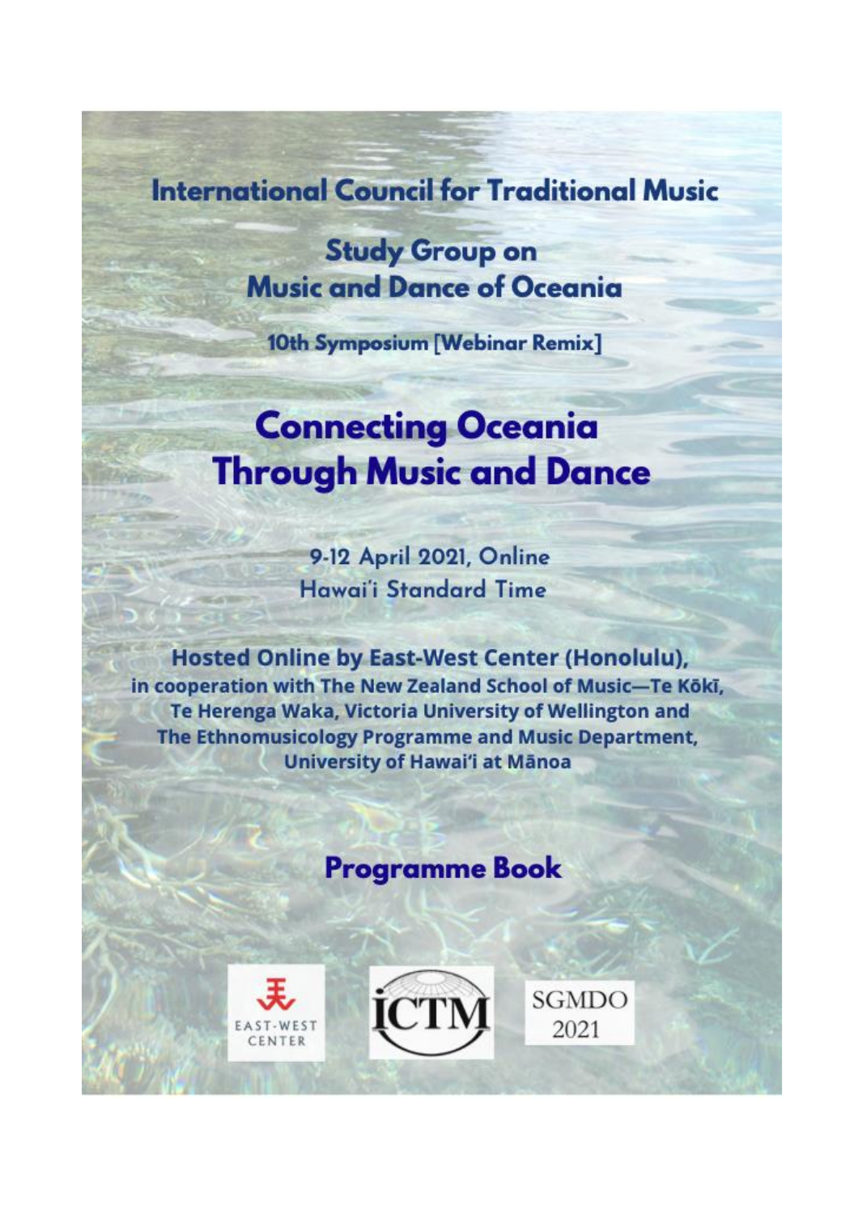**International Council for Traditional Music**

**Study Group on Music and Dance of Oceania**

**10th Symposium [Webinar Remix]**

# Connecting Oceania Through Music and Dance

9-12 April 2021, Online
Hawai'i Standard Time

**Hosted Online by East-West Center (Honolulu), in cooperation with The New Zealand School of Music—Te Kōkī, Te Herenga Waka, Victoria University of Wellington and The Ethnomusicology Programme and Music Department, University of Hawai'i at Mānoa**

## Programme Book

EAST-WEST CENTER

ICTM

SGMDO 2021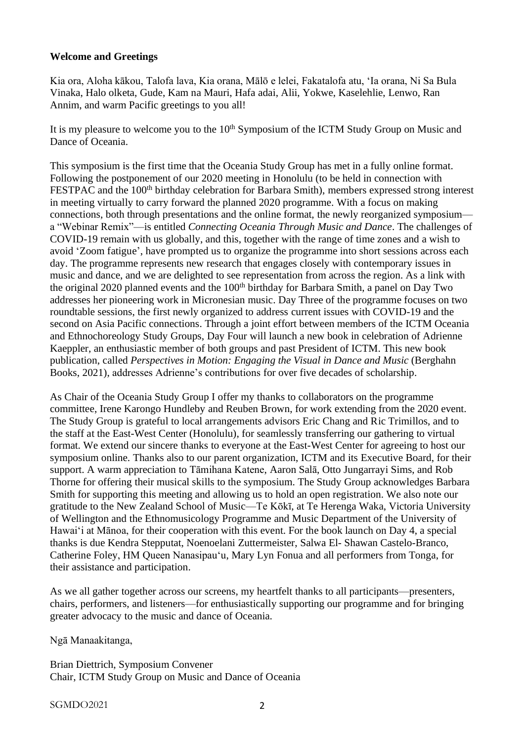**Welcome and Greetings**

Kia ora, Aloha kākou, Talofa lava, Kia orana, Mālō e lelei, Fakatalofa atu, ʻIa orana, Ni Sa Bula Vinaka, Halo olketa, Gude, Kam na Mauri, Hafa adai, Alii, Yokwe, Kaselehlie, Lenwo, Ran Annim, and warm Pacific greetings to you all!

It is my pleasure to welcome you to the 10th Symposium of the ICTM Study Group on Music and Dance of Oceania.

This symposium is the first time that the Oceania Study Group has met in a fully online format. Following the postponement of our 2020 meeting in Honolulu (to be held in connection with FESTPAC and the 100th birthday celebration for Barbara Smith), members expressed strong interest in meeting virtually to carry forward the planned 2020 programme. With a focus on making connections, both through presentations and the online format, the newly reorganized symposium—a "Webinar Remix"—is entitled *Connecting Oceania Through Music and Dance*. The challenges of COVID-19 remain with us globally, and this, together with the range of time zones and a wish to avoid 'Zoom fatigue', have prompted us to organize the programme into short sessions across each day. The programme represents new research that engages closely with contemporary issues in music and dance, and we are delighted to see representation from across the region. As a link with the original 2020 planned events and the 100th birthday for Barbara Smith, a panel on Day Two addresses her pioneering work in Micronesian music. Day Three of the programme focuses on two roundtable sessions, the first newly organized to address current issues with COVID-19 and the second on Asia Pacific connections. Through a joint effort between members of the ICTM Oceania and Ethnochoreology Study Groups, Day Four will launch a new book in celebration of Adrienne Kaeppler, an enthusiastic member of both groups and past President of ICTM. This new book publication, called *Perspectives in Motion: Engaging the Visual in Dance and Music* (Berghahn Books, 2021), addresses Adrienne's contributions for over five decades of scholarship.

As Chair of the Oceania Study Group I offer my thanks to collaborators on the programme committee, Irene Karongo Hundleby and Reuben Brown, for work extending from the 2020 event. The Study Group is grateful to local arrangements advisors Eric Chang and Ric Trimillos, and to the staff at the East-West Center (Honolulu), for seamlessly transferring our gathering to virtual format. We extend our sincere thanks to everyone at the East-West Center for agreeing to host our symposium online. Thanks also to our parent organization, ICTM and its Executive Board, for their support. A warm appreciation to Tāmihana Katene, Aaron Salā, Otto Jungarrayi Sims, and Rob Thorne for offering their musical skills to the symposium. The Study Group acknowledges Barbara Smith for supporting this meeting and allowing us to hold an open registration. We also note our gratitude to the New Zealand School of Music—Te Kōkī, at Te Herenga Waka, Victoria University of Wellington and the Ethnomusicology Programme and Music Department of the University of Hawaiʻi at Mānoa, for their cooperation with this event. For the book launch on Day 4, a special thanks is due Kendra Stepputat, Noenoelani Zuttermeister, Salwa El- Shawan Castelo-Branco, Catherine Foley, HM Queen Nanasipauʻu, Mary Lyn Fonua and all performers from Tonga, for their assistance and participation.

As we all gather together across our screens, my heartfelt thanks to all participants—presenters, chairs, performers, and listeners—for enthusiastically supporting our programme and for bringing greater advocacy to the music and dance of Oceania.

Ngā Manaakitanga,

Brian Diettrich, Symposium Convener
Chair, ICTM Study Group on Music and Dance of Oceania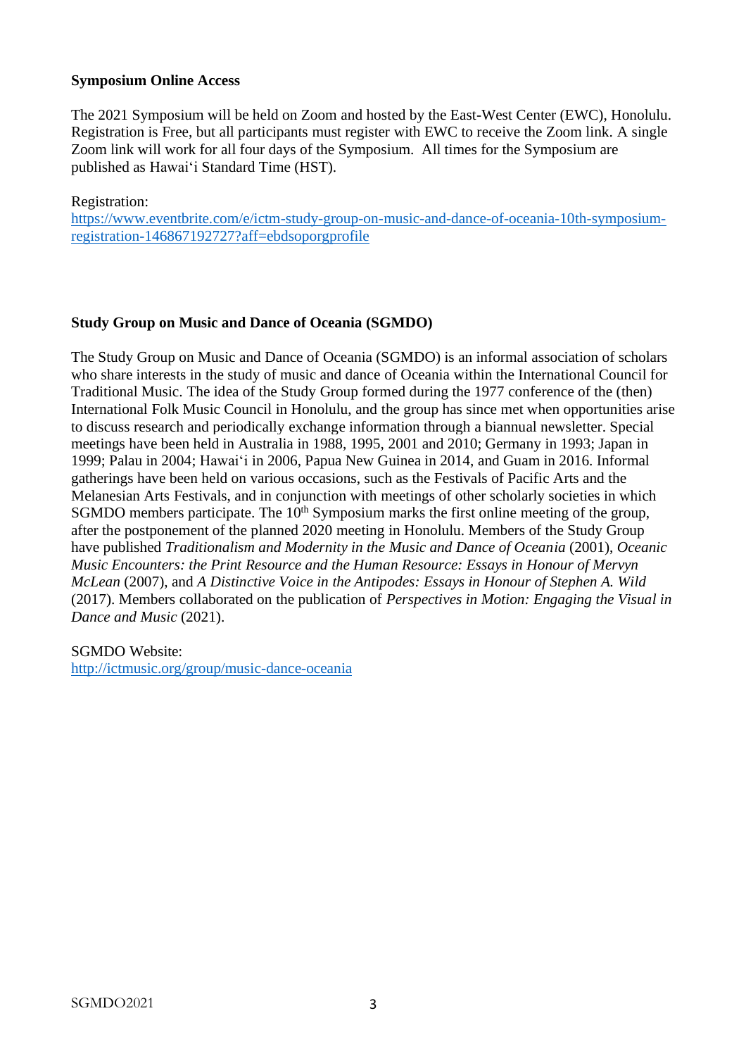**Symposium Online Access**

The 2021 Symposium will be held on Zoom and hosted by the East-West Center (EWC), Honolulu. Registration is Free, but all participants must register with EWC to receive the Zoom link. A single Zoom link will work for all four days of the Symposium. All times for the Symposium are published as Hawai'i Standard Time (HST).

Registration:
[https://www.eventbrite.com/e/ictm-study-group-on-music-and-dance-of-oceania-10th-symposium-registration-146867192727?aff=ebdsoporgprofile](https://www.eventbrite.com/e/ictm-study-group-on-music-and-dance-of-oceania-10th-symposium-registration-146867192727?aff=ebdsoporgprofile)

**Study Group on Music and Dance of Oceania (SGMDO)**

The Study Group on Music and Dance of Oceania (SGMDO) is an informal association of scholars who share interests in the study of music and dance of Oceania within the International Council for Traditional Music. The idea of the Study Group formed during the 1977 conference of the (then) International Folk Music Council in Honolulu, and the group has since met when opportunities arise to discuss research and periodically exchange information through a biannual newsletter. Special meetings have been held in Australia in 1988, 1995, 2001 and 2010; Germany in 1993; Japan in 1999; Palau in 2004; Hawai'i in 2006, Papua New Guinea in 2014, and Guam in 2016. Informal gatherings have been held on various occasions, such as the Festivals of Pacific Arts and the Melanesian Arts Festivals, and in conjunction with meetings of other scholarly societies in which SGMDO members participate. The 10th Symposium marks the first online meeting of the group, after the postponement of the planned 2020 meeting in Honolulu. Members of the Study Group have published *Traditionalism and Modernity in the Music and Dance of Oceania* (2001), *Oceanic Music Encounters: the Print Resource and the Human Resource: Essays in Honour of Mervyn McLean* (2007), and *A Distinctive Voice in the Antipodes: Essays in Honour of Stephen A. Wild* (2017). Members collaborated on the publication of *Perspectives in Motion: Engaging the Visual in Dance and Music* (2021).

SGMDO Website:
[http://ictmusic.org/group/music-dance-oceania](http://ictmusic.org/group/music-dance-oceania)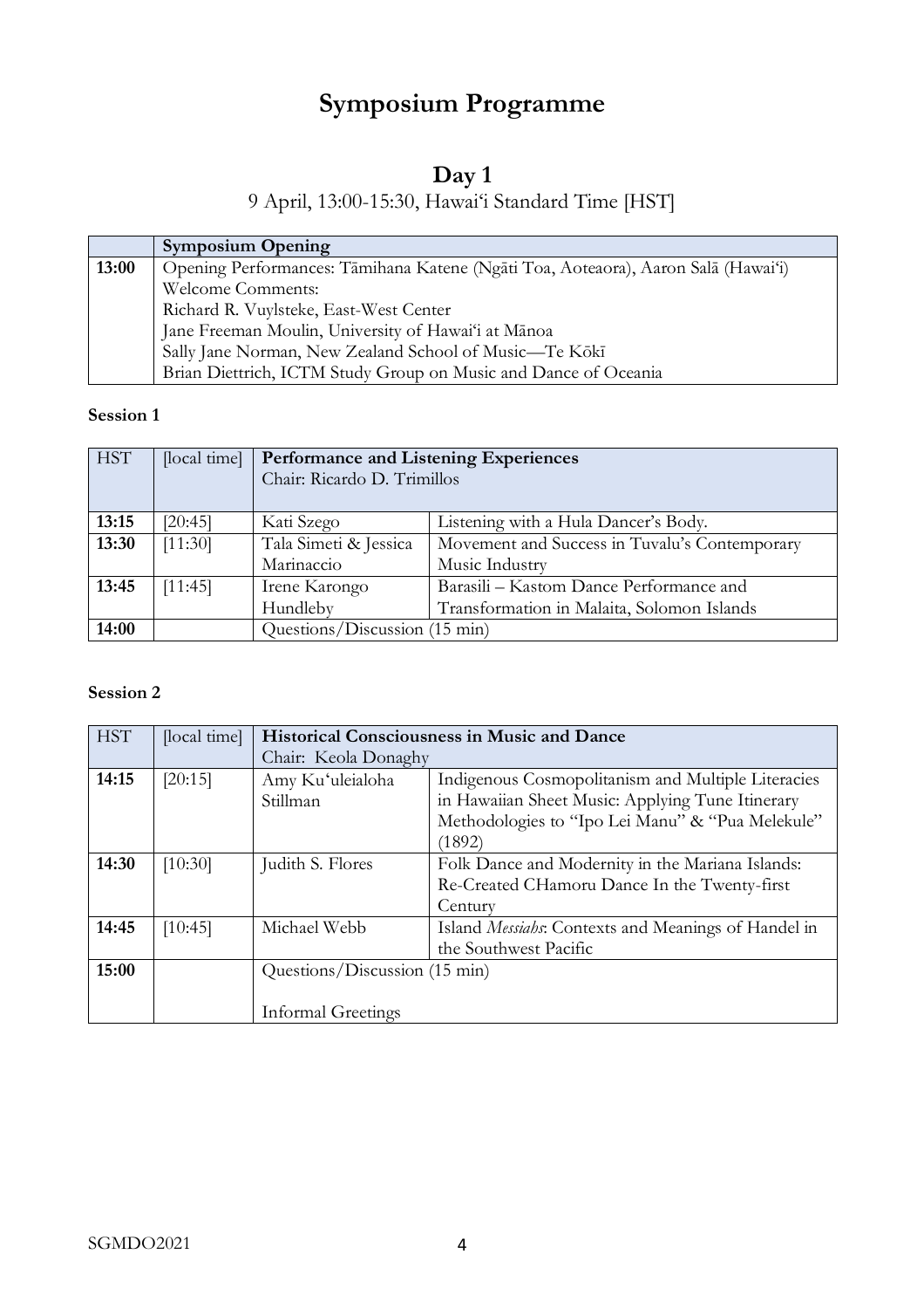# Symposium Programme

## Day 1

9 April, 13:00-15:30, Hawai'i Standard Time [HST]

| | Symposium Opening |
|---|---|
| **13:00** | Opening Performances: Tāmihana Katene (Ngāti Toa, Aoteaora), Aaron Salā (Hawai'i)<br>Welcome Comments:<br>Richard R. Vuylsteke, East-West Center<br>Jane Freeman Moulin, University of Hawai'i at Mānoa<br>Sally Jane Norman, New Zealand School of Music—Te Kōkī<br>Brian Diettrich, ICTM Study Group on Music and Dance of Oceania |

**Session 1**

| HST | [local time] | **Performance and Listening Experiences**<br>Chair: Ricardo D. Trimillos | |
|---|---|---|---|
| **13:15** | [20:45] | Kati Szego | Listening with a Hula Dancer's Body. |
| **13:30** | [11:30] | Tala Simeti & Jessica Marinaccio | Movement and Success in Tuvalu's Contemporary Music Industry |
| **13:45** | [11:45] | Irene Karongo Hundleby | Barasili – Kastom Dance Performance and Transformation in Malaita, Solomon Islands |
| **14:00** | | Questions/Discussion (15 min) | |

**Session 2**

| HST | [local time] | **Historical Consciousness in Music and Dance**<br>Chair: Keola Donaghy | |
|---|---|---|---|
| **14:15** | [20:15] | Amy Ku'uleialoha Stillman | Indigenous Cosmopolitanism and Multiple Literacies in Hawaiian Sheet Music: Applying Tune Itinerary Methodologies to "Ipo Lei Manu" & "Pua Melekule" (1892) |
| **14:30** | [10:30] | Judith S. Flores | Folk Dance and Modernity in the Mariana Islands: Re-Created CHamoru Dance In the Twenty-first Century |
| **14:45** | [10:45] | Michael Webb | Island *Messiahs*: Contexts and Meanings of Handel in the Southwest Pacific |
| **15:00** | | Questions/Discussion (15 min)<br><br>Informal Greetings | |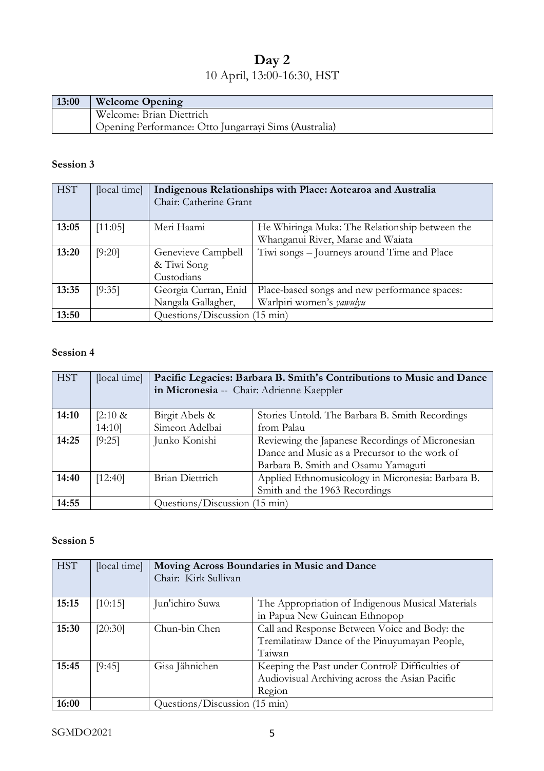# Day 2

10 April, 13:00-16:30, HST

| 13:00 | Welcome Opening |
| --- | --- |
| | Welcome: Brian Diettrich<br>Opening Performance: Otto Jungarrayi Sims (Australia) |

**Session 3**

| HST | [local time] | Indigenous Relationships with Place: Aotearoa and Australia<br>Chair: Catherine Grant | |
| --- | --- | --- | --- |
| **13:05** | [11:05] | Meri Haami | He Whiringa Muka: The Relationship between the Whanganui River, Marae and Waiata |
| **13:20** | [9:20] | Genevieve Campbell & Tiwi Song Custodians | Tiwi songs – Journeys around Time and Place |
| **13:35** | [9:35] | Georgia Curran, Enid Nangala Gallagher, | Place-based songs and new performance spaces: Warlpiri women's *yawulyu* |
| **13:50** | | Questions/Discussion (15 min) | |

**Session 4**

| HST | [local time] | Pacific Legacies: Barbara B. Smith's Contributions to Music and Dance in Micronesia -- Chair: Adrienne Kaeppler | |
| --- | --- | --- | --- |
| **14:10** | [2:10 & 14:10] | Birgit Abels & Simeon Adelbai | Stories Untold. The Barbara B. Smith Recordings from Palau |
| **14:25** | [9:25] | Junko Konishi | Reviewing the Japanese Recordings of Micronesian Dance and Music as a Precursor to the work of Barbara B. Smith and Osamu Yamaguti |
| **14:40** | [12:40] | Brian Diettrich | Applied Ethnomusicology in Micronesia: Barbara B. Smith and the 1963 Recordings |
| **14:55** | | Questions/Discussion (15 min) | |

**Session 5**

| HST | [local time] | Moving Across Boundaries in Music and Dance<br>Chair: Kirk Sullivan | |
| --- | --- | --- | --- |
| **15:15** | [10:15] | Jun'ichiro Suwa | The Appropriation of Indigenous Musical Materials in Papua New Guinean Ethnopop |
| **15:30** | [20:30] | Chun-bin Chen | Call and Response Between Voice and Body: the Tremilatiraw Dance of the Pinuyumayan People, Taiwan |
| **15:45** | [9:45] | Gisa Jähnichen | Keeping the Past under Control? Difficulties of Audiovisual Archiving across the Asian Pacific Region |
| **16:00** | | Questions/Discussion (15 min) | |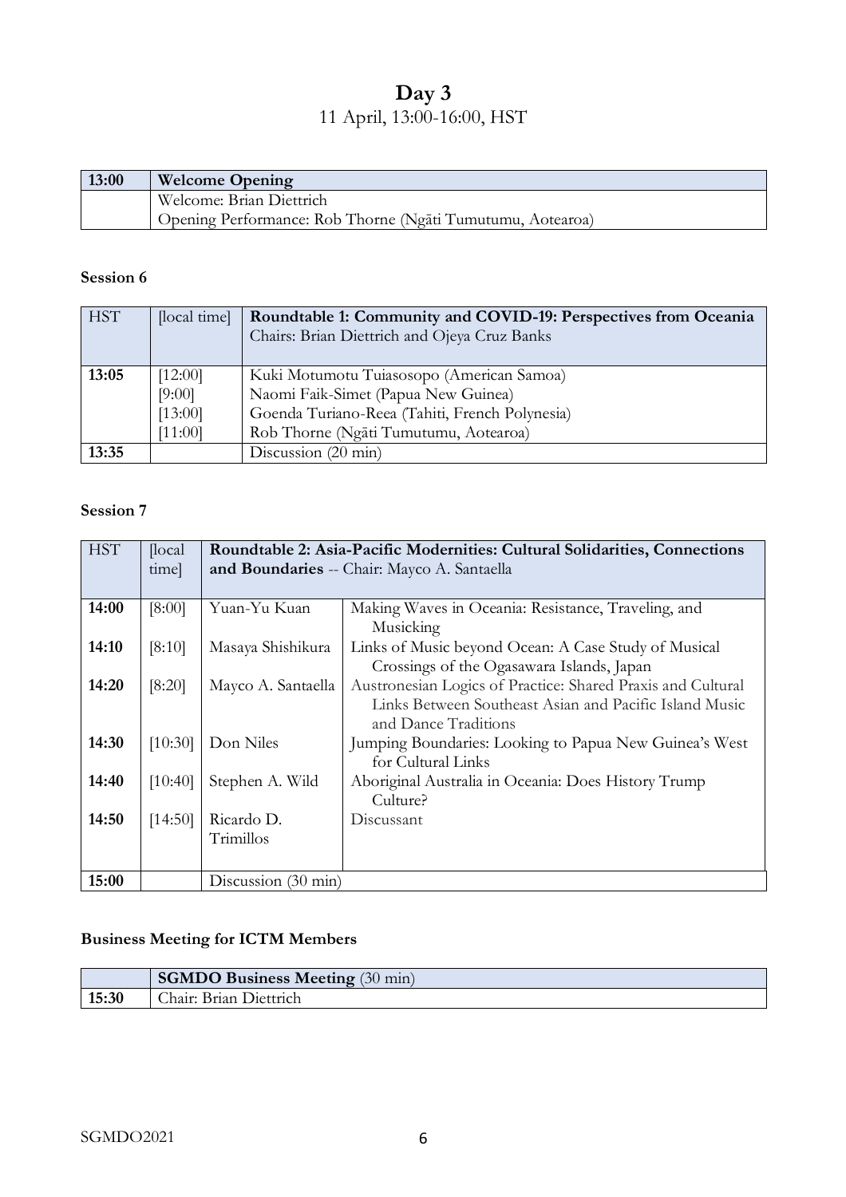# Day 3

11 April, 13:00-16:00, HST

| 13:00 | Welcome Opening |
|---|---|
| | Welcome: Brian Diettrich<br>Opening Performance: Rob Thorne (Ngāti Tumutumu, Aotearoa) |

### Session 6

| HST | [local time] | Roundtable 1: Community and COVID-19: Perspectives from Oceania<br>Chairs: Brian Diettrich and Ojeya Cruz Banks |
|---|---|---|
| 13:05 | [12:00]<br>[9:00]<br>[13:00]<br>[11:00] | Kuki Motumotu Tuiasosopo (American Samoa)<br>Naomi Faik-Simet (Papua New Guinea)<br>Goenda Turiano-Reea (Tahiti, French Polynesia)<br>Rob Thorne (Ngāti Tumutumu, Aotearoa) |
| 13:35 | | Discussion (20 min) |

### Session 7

| HST | [local time] | Roundtable 2: Asia-Pacific Modernities: Cultural Solidarities, Connections and Boundaries -- Chair: Mayco A. Santaella | |
|---|---|---|---|
| 14:00 | [8:00] | Yuan-Yu Kuan | Making Waves in Oceania: Resistance, Traveling, and Musicking |
| 14:10 | [8:10] | Masaya Shishikura | Links of Music beyond Ocean: A Case Study of Musical Crossings of the Ogasawara Islands, Japan |
| 14:20 | [8:20] | Mayco A. Santaella | Austronesian Logics of Practice: Shared Praxis and Cultural Links Between Southeast Asian and Pacific Island Music and Dance Traditions |
| 14:30 | [10:30] | Don Niles | Jumping Boundaries: Looking to Papua New Guinea's West for Cultural Links |
| 14:40 | [10:40] | Stephen A. Wild | Aboriginal Australia in Oceania: Does History Trump Culture? |
| 14:50 | [14:50] | Ricardo D. Trimillos | Discussant |
| 15:00 | | Discussion (30 min) | |

### Business Meeting for ICTM Members

| | SGMDO Business Meeting (30 min) |
|---|---|
| 15:30 | Chair: Brian Diettrich |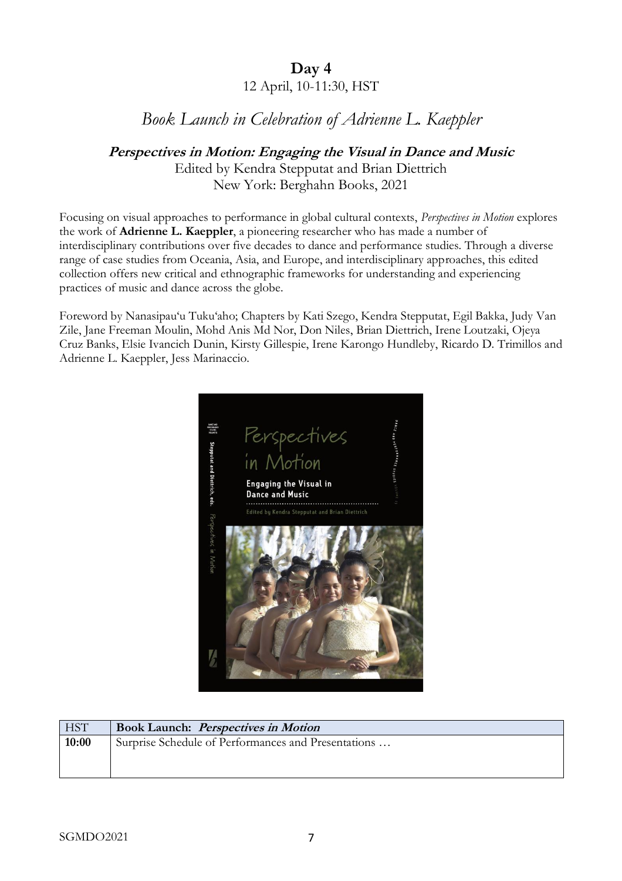## Day 4

12 April, 10-11:30, HST

# *Book Launch in Celebration of Adrienne L. Kaeppler*

### ***Perspectives in Motion: Engaging the Visual in Dance and Music***

Edited by Kendra Stepputat and Brian Diettrich
New York: Berghahn Books, 2021

Focusing on visual approaches to performance in global cultural contexts, *Perspectives in Motion* explores the work of **Adrienne L. Kaeppler**, a pioneering researcher who has made a number of interdisciplinary contributions over five decades to dance and performance studies. Through a diverse range of case studies from Oceania, Asia, and Europe, and interdisciplinary approaches, this edited collection offers new critical and ethnographic frameworks for understanding and experiencing practices of music and dance across the globe.

Foreword by Nanasipau'u Tuku'aho; Chapters by Kati Szego, Kendra Stepputat, Egil Bakka, Judy Van Zile, Jane Freeman Moulin, Mohd Anis Md Nor, Don Niles, Brian Diettrich, Irene Loutzaki, Ojeya Cruz Banks, Elsie Ivancich Dunin, Kirsty Gillespie, Irene Karongo Hundleby, Ricardo D. Trimillos and Adrienne L. Kaeppler, Jess Marinaccio.

| HST | Book Launch: *Perspectives in Motion* |
| --- | --- |
| 10:00 | Surprise Schedule of Performances and Presentations … |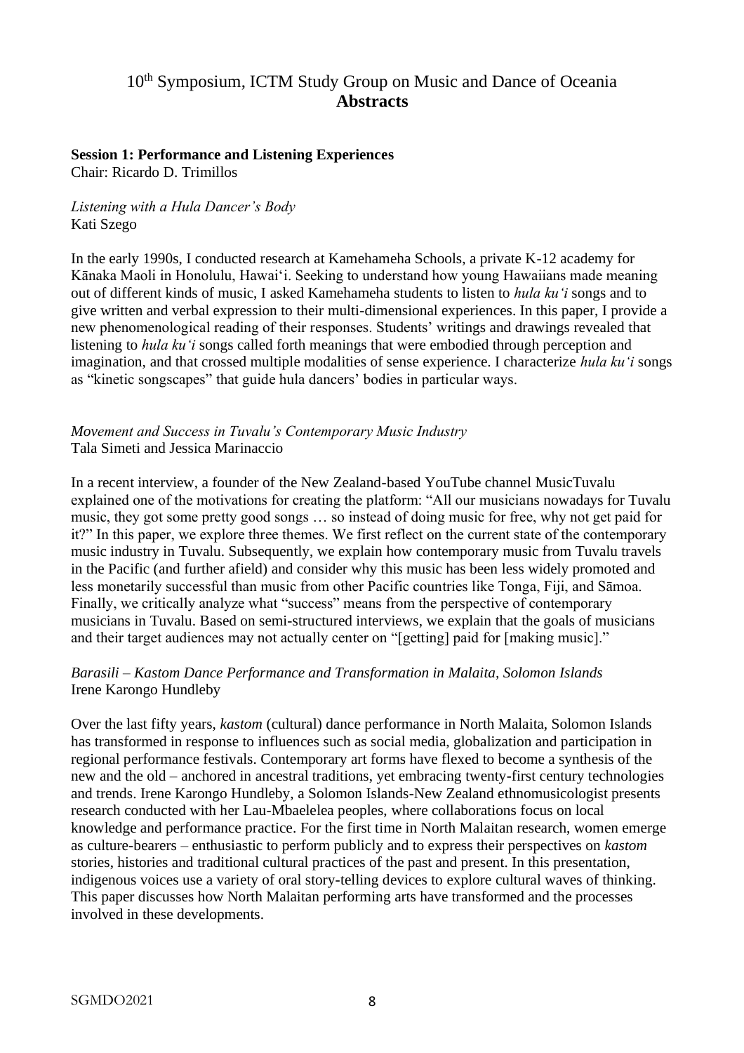# 10th Symposium, ICTM Study Group on Music and Dance of Oceania
# **Abstracts**

**Session 1: Performance and Listening Experiences**
Chair: Ricardo D. Trimillos

*Listening with a Hula Dancer's Body*
Kati Szego

In the early 1990s, I conducted research at Kamehameha Schools, a private K-12 academy for Kānaka Maoli in Honolulu, Hawaiʻi. Seeking to understand how young Hawaiians made meaning out of different kinds of music, I asked Kamehameha students to listen to *hula kuʻi* songs and to give written and verbal expression to their multi-dimensional experiences. In this paper, I provide a new phenomenological reading of their responses. Students' writings and drawings revealed that listening to *hula kuʻi* songs called forth meanings that were embodied through perception and imagination, and that crossed multiple modalities of sense experience. I characterize *hula kuʻi* songs as "kinetic songscapes" that guide hula dancers' bodies in particular ways.

*Movement and Success in Tuvalu's Contemporary Music Industry*
Tala Simeti and Jessica Marinaccio

In a recent interview, a founder of the New Zealand-based YouTube channel MusicTuvalu explained one of the motivations for creating the platform: "All our musicians nowadays for Tuvalu music, they got some pretty good songs … so instead of doing music for free, why not get paid for it?" In this paper, we explore three themes. We first reflect on the current state of the contemporary music industry in Tuvalu. Subsequently, we explain how contemporary music from Tuvalu travels in the Pacific (and further afield) and consider why this music has been less widely promoted and less monetarily successful than music from other Pacific countries like Tonga, Fiji, and Sāmoa. Finally, we critically analyze what "success" means from the perspective of contemporary musicians in Tuvalu. Based on semi-structured interviews, we explain that the goals of musicians and their target audiences may not actually center on "[getting] paid for [making music]."

*Barasili – Kastom Dance Performance and Transformation in Malaita, Solomon Islands*
Irene Karongo Hundleby

Over the last fifty years, *kastom* (cultural) dance performance in North Malaita, Solomon Islands has transformed in response to influences such as social media, globalization and participation in regional performance festivals. Contemporary art forms have flexed to become a synthesis of the new and the old – anchored in ancestral traditions, yet embracing twenty-first century technologies and trends. Irene Karongo Hundleby, a Solomon Islands-New Zealand ethnomusicologist presents research conducted with her Lau-Mbaelelea peoples, where collaborations focus on local knowledge and performance practice. For the first time in North Malaitan research, women emerge as culture-bearers – enthusiastic to perform publicly and to express their perspectives on *kastom* stories, histories and traditional cultural practices of the past and present. In this presentation, indigenous voices use a variety of oral story-telling devices to explore cultural waves of thinking. This paper discusses how North Malaitan performing arts have transformed and the processes involved in these developments.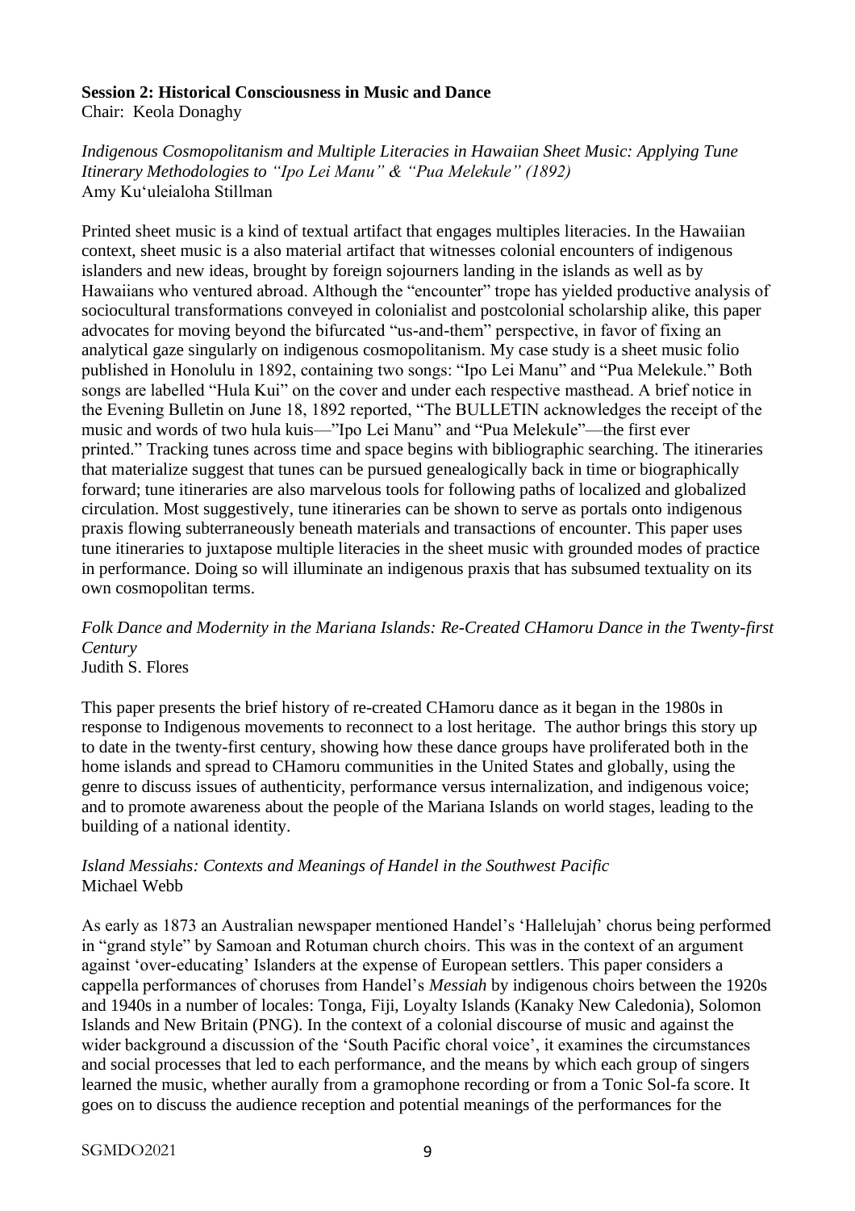**Session 2: Historical Consciousness in Music and Dance**

Chair: Keola Donaghy

*Indigenous Cosmopolitanism and Multiple Literacies in Hawaiian Sheet Music: Applying Tune Itinerary Methodologies to "Ipo Lei Manu" & "Pua Melekule" (1892)*
Amy Ku'uleialoha Stillman

Printed sheet music is a kind of textual artifact that engages multiples literacies. In the Hawaiian context, sheet music is a also material artifact that witnesses colonial encounters of indigenous islanders and new ideas, brought by foreign sojourners landing in the islands as well as by Hawaiians who ventured abroad. Although the "encounter" trope has yielded productive analysis of sociocultural transformations conveyed in colonialist and postcolonial scholarship alike, this paper advocates for moving beyond the bifurcated "us-and-them" perspective, in favor of fixing an analytical gaze singularly on indigenous cosmopolitanism. My case study is a sheet music folio published in Honolulu in 1892, containing two songs: "Ipo Lei Manu" and "Pua Melekule." Both songs are labelled "Hula Kui" on the cover and under each respective masthead. A brief notice in the Evening Bulletin on June 18, 1892 reported, "The BULLETIN acknowledges the receipt of the music and words of two hula kuis—"Ipo Lei Manu" and "Pua Melekule"—the first ever printed." Tracking tunes across time and space begins with bibliographic searching. The itineraries that materialize suggest that tunes can be pursued genealogically back in time or biographically forward; tune itineraries are also marvelous tools for following paths of localized and globalized circulation. Most suggestively, tune itineraries can be shown to serve as portals onto indigenous praxis flowing subterraneously beneath materials and transactions of encounter. This paper uses tune itineraries to juxtapose multiple literacies in the sheet music with grounded modes of practice in performance. Doing so will illuminate an indigenous praxis that has subsumed textuality on its own cosmopolitan terms.

*Folk Dance and Modernity in the Mariana Islands: Re-Created CHamoru Dance in the Twenty-first Century*
Judith S. Flores

This paper presents the brief history of re-created CHamoru dance as it began in the 1980s in response to Indigenous movements to reconnect to a lost heritage. The author brings this story up to date in the twenty-first century, showing how these dance groups have proliferated both in the home islands and spread to CHamoru communities in the United States and globally, using the genre to discuss issues of authenticity, performance versus internalization, and indigenous voice; and to promote awareness about the people of the Mariana Islands on world stages, leading to the building of a national identity.

*Island Messiahs: Contexts and Meanings of Handel in the Southwest Pacific*
Michael Webb

As early as 1873 an Australian newspaper mentioned Handel's 'Hallelujah' chorus being performed in "grand style" by Samoan and Rotuman church choirs. This was in the context of an argument against 'over-educating' Islanders at the expense of European settlers. This paper considers a cappella performances of choruses from Handel's *Messiah* by indigenous choirs between the 1920s and 1940s in a number of locales: Tonga, Fiji, Loyalty Islands (Kanaky New Caledonia), Solomon Islands and New Britain (PNG). In the context of a colonial discourse of music and against the wider background a discussion of the 'South Pacific choral voice', it examines the circumstances and social processes that led to each performance, and the means by which each group of singers learned the music, whether aurally from a gramophone recording or from a Tonic Sol-fa score. It goes on to discuss the audience reception and potential meanings of the performances for the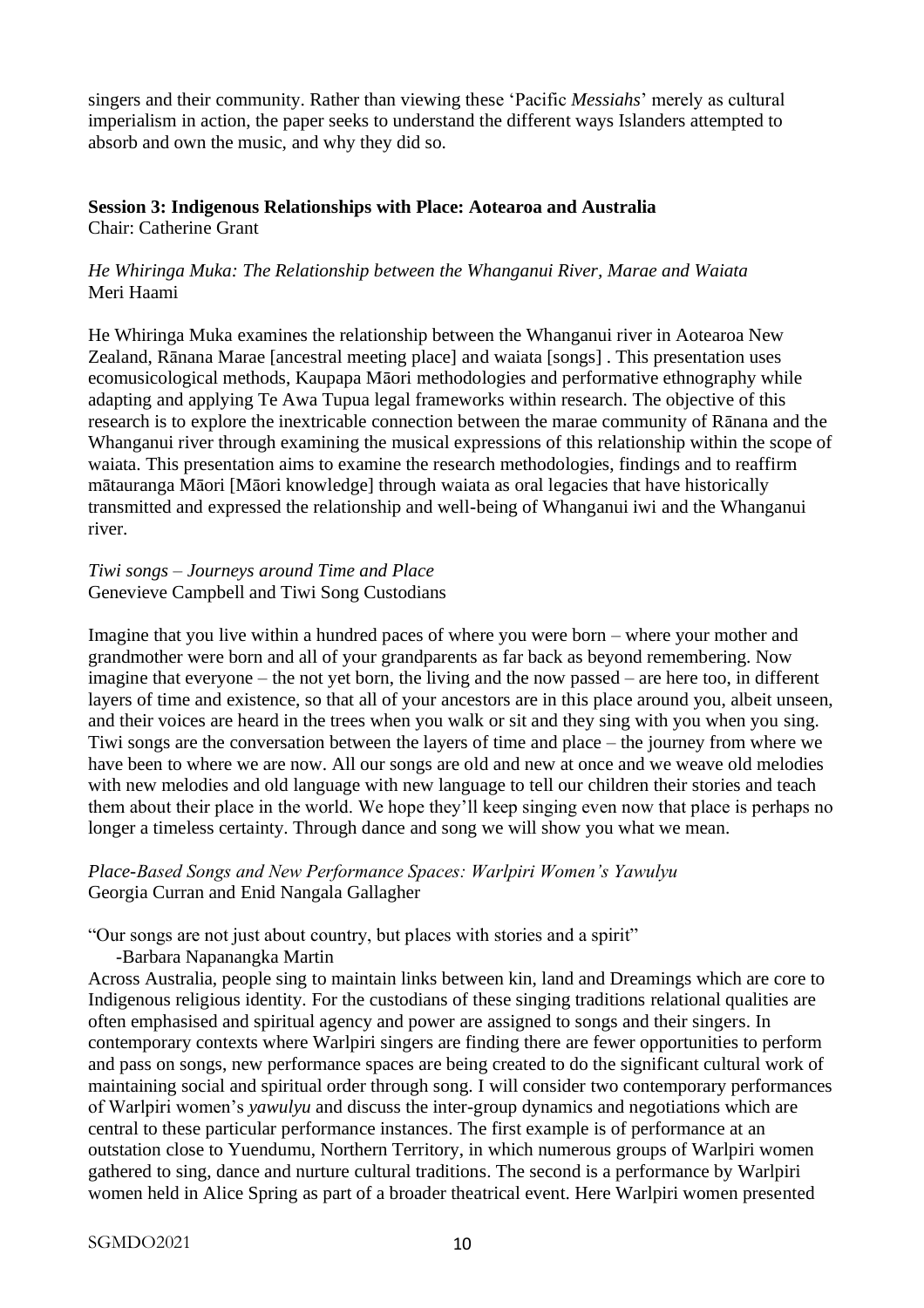singers and their community. Rather than viewing these 'Pacific *Messiahs*' merely as cultural imperialism in action, the paper seeks to understand the different ways Islanders attempted to absorb and own the music, and why they did so.

**Session 3: Indigenous Relationships with Place: Aotearoa and Australia**
Chair: Catherine Grant

*He Whiringa Muka: The Relationship between the Whanganui River, Marae and Waiata*
Meri Haami

He Whiringa Muka examines the relationship between the Whanganui river in Aotearoa New Zealand, Rānana Marae [ancestral meeting place] and waiata [songs] . This presentation uses ecomusicological methods, Kaupapa Māori methodologies and performative ethnography while adapting and applying Te Awa Tupua legal frameworks within research. The objective of this research is to explore the inextricable connection between the marae community of Rānana and the Whanganui river through examining the musical expressions of this relationship within the scope of waiata. This presentation aims to examine the research methodologies, findings and to reaffirm mātauranga Māori [Māori knowledge] through waiata as oral legacies that have historically transmitted and expressed the relationship and well-being of Whanganui iwi and the Whanganui river.

*Tiwi songs – Journeys around Time and Place*
Genevieve Campbell and Tiwi Song Custodians

Imagine that you live within a hundred paces of where you were born – where your mother and grandmother were born and all of your grandparents as far back as beyond remembering. Now imagine that everyone – the not yet born, the living and the now passed – are here too, in different layers of time and existence, so that all of your ancestors are in this place around you, albeit unseen, and their voices are heard in the trees when you walk or sit and they sing with you when you sing. Tiwi songs are the conversation between the layers of time and place – the journey from where we have been to where we are now. All our songs are old and new at once and we weave old melodies with new melodies and old language with new language to tell our children their stories and teach them about their place in the world. We hope they'll keep singing even now that place is perhaps no longer a timeless certainty. Through dance and song we will show you what we mean.

*Place-Based Songs and New Performance Spaces: Warlpiri Women's Yawulyu*
Georgia Curran and Enid Nangala Gallagher

"Our songs are not just about country, but places with stories and a spirit"
-Barbara Napanangka Martin

Across Australia, people sing to maintain links between kin, land and Dreamings which are core to Indigenous religious identity. For the custodians of these singing traditions relational qualities are often emphasised and spiritual agency and power are assigned to songs and their singers. In contemporary contexts where Warlpiri singers are finding there are fewer opportunities to perform and pass on songs, new performance spaces are being created to do the significant cultural work of maintaining social and spiritual order through song. I will consider two contemporary performances of Warlpiri women's *yawulyu* and discuss the inter-group dynamics and negotiations which are central to these particular performance instances. The first example is of performance at an outstation close to Yuendumu, Northern Territory, in which numerous groups of Warlpiri women gathered to sing, dance and nurture cultural traditions. The second is a performance by Warlpiri women held in Alice Spring as part of a broader theatrical event. Here Warlpiri women presented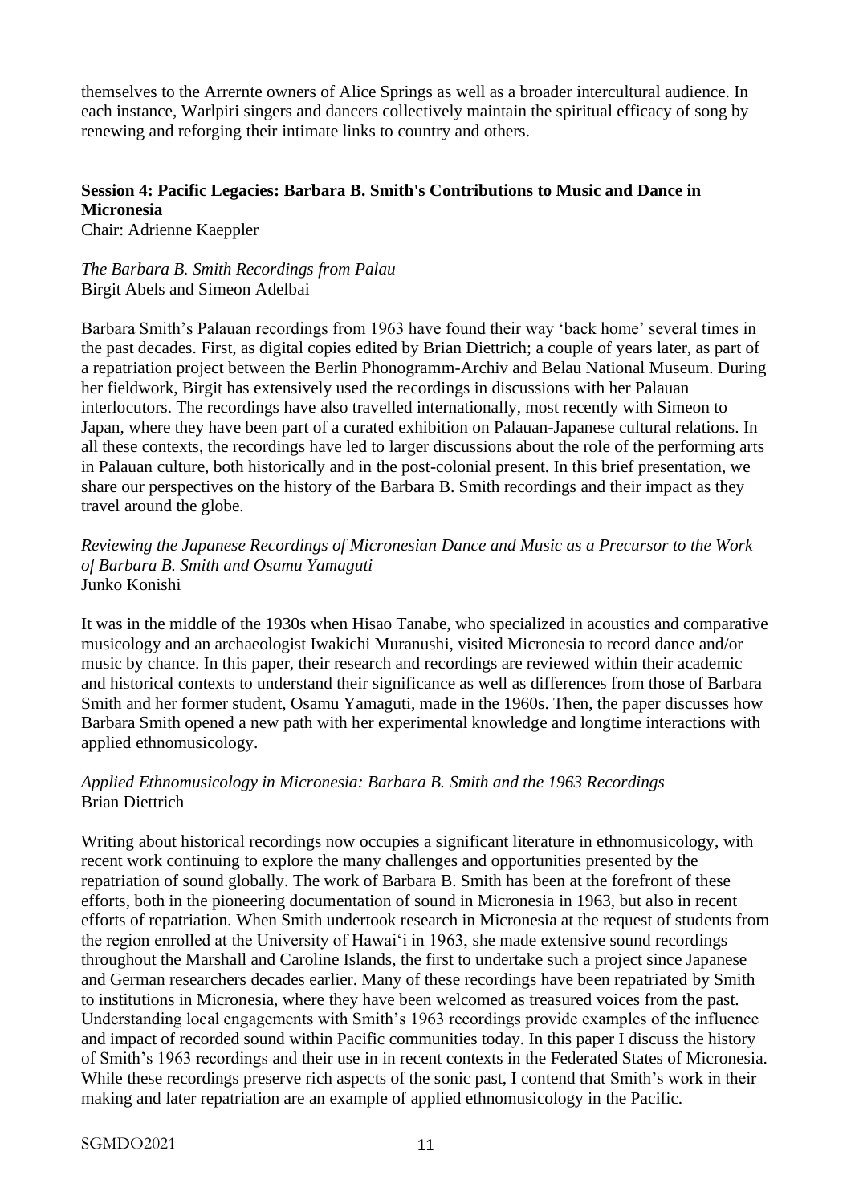themselves to the Arrernte owners of Alice Springs as well as a broader intercultural audience. In each instance, Warlpiri singers and dancers collectively maintain the spiritual efficacy of song by renewing and reforging their intimate links to country and others.

## Session 4: Pacific Legacies: Barbara B. Smith's Contributions to Music and Dance in Micronesia

Chair: Adrienne Kaeppler

*The Barbara B. Smith Recordings from Palau*
Birgit Abels and Simeon Adelbai

Barbara Smith's Palauan recordings from 1963 have found their way 'back home' several times in the past decades. First, as digital copies edited by Brian Diettrich; a couple of years later, as part of a repatriation project between the Berlin Phonogramm-Archiv and Belau National Museum. During her fieldwork, Birgit has extensively used the recordings in discussions with her Palauan interlocutors. The recordings have also travelled internationally, most recently with Simeon to Japan, where they have been part of a curated exhibition on Palauan-Japanese cultural relations. In all these contexts, the recordings have led to larger discussions about the role of the performing arts in Palauan culture, both historically and in the post-colonial present. In this brief presentation, we share our perspectives on the history of the Barbara B. Smith recordings and their impact as they travel around the globe.

*Reviewing the Japanese Recordings of Micronesian Dance and Music as a Precursor to the Work of Barbara B. Smith and Osamu Yamaguti*
Junko Konishi

It was in the middle of the 1930s when Hisao Tanabe, who specialized in acoustics and comparative musicology and an archaeologist Iwakichi Muranushi, visited Micronesia to record dance and/or music by chance. In this paper, their research and recordings are reviewed within their academic and historical contexts to understand their significance as well as differences from those of Barbara Smith and her former student, Osamu Yamaguti, made in the 1960s. Then, the paper discusses how Barbara Smith opened a new path with her experimental knowledge and longtime interactions with applied ethnomusicology.

*Applied Ethnomusicology in Micronesia: Barbara B. Smith and the 1963 Recordings*
Brian Diettrich

Writing about historical recordings now occupies a significant literature in ethnomusicology, with recent work continuing to explore the many challenges and opportunities presented by the repatriation of sound globally. The work of Barbara B. Smith has been at the forefront of these efforts, both in the pioneering documentation of sound in Micronesia in 1963, but also in recent efforts of repatriation. When Smith undertook research in Micronesia at the request of students from the region enrolled at the University of Hawai'i in 1963, she made extensive sound recordings throughout the Marshall and Caroline Islands, the first to undertake such a project since Japanese and German researchers decades earlier. Many of these recordings have been repatriated by Smith to institutions in Micronesia, where they have been welcomed as treasured voices from the past. Understanding local engagements with Smith's 1963 recordings provide examples of the influence and impact of recorded sound within Pacific communities today. In this paper I discuss the history of Smith's 1963 recordings and their use in in recent contexts in the Federated States of Micronesia. While these recordings preserve rich aspects of the sonic past, I contend that Smith's work in their making and later repatriation are an example of applied ethnomusicology in the Pacific.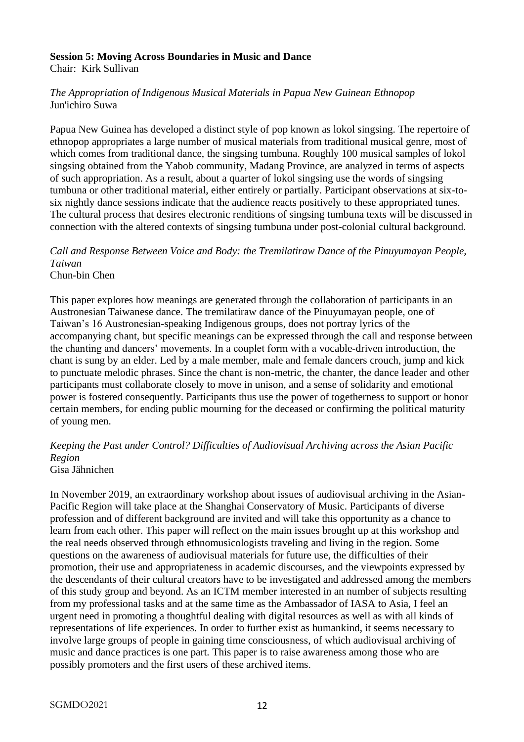**Session 5: Moving Across Boundaries in Music and Dance**
Chair: Kirk Sullivan

*The Appropriation of Indigenous Musical Materials in Papua New Guinean Ethnopop*
Jun'ichiro Suwa

Papua New Guinea has developed a distinct style of pop known as lokol singsing. The repertoire of ethnopop appropriates a large number of musical materials from traditional musical genre, most of which comes from traditional dance, the singsing tumbuna. Roughly 100 musical samples of lokol singsing obtained from the Yabob community, Madang Province, are analyzed in terms of aspects of such appropriation. As a result, about a quarter of lokol singsing use the words of singsing tumbuna or other traditional material, either entirely or partially. Participant observations at six-to-six nightly dance sessions indicate that the audience reacts positively to these appropriated tunes. The cultural process that desires electronic renditions of singsing tumbuna texts will be discussed in connection with the altered contexts of singsing tumbuna under post-colonial cultural background.

*Call and Response Between Voice and Body: the Tremilatiraw Dance of the Pinuyumayan People, Taiwan*
Chun-bin Chen

This paper explores how meanings are generated through the collaboration of participants in an Austronesian Taiwanese dance. The tremilatiraw dance of the Pinuyumayan people, one of Taiwan's 16 Austronesian-speaking Indigenous groups, does not portray lyrics of the accompanying chant, but specific meanings can be expressed through the call and response between the chanting and dancers' movements. In a couplet form with a vocable-driven introduction, the chant is sung by an elder. Led by a male member, male and female dancers crouch, jump and kick to punctuate melodic phrases. Since the chant is non-metric, the chanter, the dance leader and other participants must collaborate closely to move in unison, and a sense of solidarity and emotional power is fostered consequently. Participants thus use the power of togetherness to support or honor certain members, for ending public mourning for the deceased or confirming the political maturity of young men.

*Keeping the Past under Control? Difficulties of Audiovisual Archiving across the Asian Pacific Region*
Gisa Jähnichen

In November 2019, an extraordinary workshop about issues of audiovisual archiving in the Asian-Pacific Region will take place at the Shanghai Conservatory of Music. Participants of diverse profession and of different background are invited and will take this opportunity as a chance to learn from each other. This paper will reflect on the main issues brought up at this workshop and the real needs observed through ethnomusicologists traveling and living in the region. Some questions on the awareness of audiovisual materials for future use, the difficulties of their promotion, their use and appropriateness in academic discourses, and the viewpoints expressed by the descendants of their cultural creators have to be investigated and addressed among the members of this study group and beyond. As an ICTM member interested in an number of subjects resulting from my professional tasks and at the same time as the Ambassador of IASA to Asia, I feel an urgent need in promoting a thoughtful dealing with digital resources as well as with all kinds of representations of life experiences. In order to further exist as humankind, it seems necessary to involve large groups of people in gaining time consciousness, of which audiovisual archiving of music and dance practices is one part. This paper is to raise awareness among those who are possibly promoters and the first users of these archived items.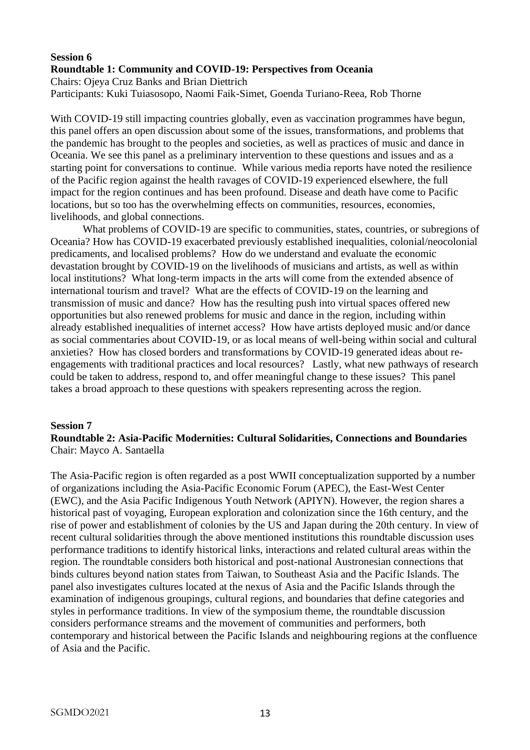**Session 6**

**Roundtable 1: Community and COVID-19: Perspectives from Oceania**

Chairs: Ojeya Cruz Banks and Brian Diettrich

Participants: Kuki Tuiasosopo, Naomi Faik-Simet, Goenda Turiano-Reea, Rob Thorne

With COVID-19 still impacting countries globally, even as vaccination programmes have begun, this panel offers an open discussion about some of the issues, transformations, and problems that the pandemic has brought to the peoples and societies, as well as practices of music and dance in Oceania. We see this panel as a preliminary intervention to these questions and issues and as a starting point for conversations to continue. While various media reports have noted the resilience of the Pacific region against the health ravages of COVID-19 experienced elsewhere, the full impact for the region continues and has been profound. Disease and death have come to Pacific locations, but so too has the overwhelming effects on communities, resources, economies, livelihoods, and global connections.

What problems of COVID-19 are specific to communities, states, countries, or subregions of Oceania? How has COVID-19 exacerbated previously established inequalities, colonial/neocolonial predicaments, and localised problems? How do we understand and evaluate the economic devastation brought by COVID-19 on the livelihoods of musicians and artists, as well as within local institutions? What long-term impacts in the arts will come from the extended absence of international tourism and travel? What are the effects of COVID-19 on the learning and transmission of music and dance? How has the resulting push into virtual spaces offered new opportunities but also renewed problems for music and dance in the region, including within already established inequalities of internet access? How have artists deployed music and/or dance as social commentaries about COVID-19, or as local means of well-being within social and cultural anxieties? How has closed borders and transformations by COVID-19 generated ideas about re-engagements with traditional practices and local resources? Lastly, what new pathways of research could be taken to address, respond to, and offer meaningful change to these issues? This panel takes a broad approach to these questions with speakers representing across the region.

**Session 7**

**Roundtable 2: Asia-Pacific Modernities: Cultural Solidarities, Connections and Boundaries**

Chair: Mayco A. Santaella

The Asia-Pacific region is often regarded as a post WWII conceptualization supported by a number of organizations including the Asia-Pacific Economic Forum (APEC), the East-West Center (EWC), and the Asia Pacific Indigenous Youth Network (APIYN). However, the region shares a historical past of voyaging, European exploration and colonization since the 16th century, and the rise of power and establishment of colonies by the US and Japan during the 20th century. In view of recent cultural solidarities through the above mentioned institutions this roundtable discussion uses performance traditions to identify historical links, interactions and related cultural areas within the region. The roundtable considers both historical and post-national Austronesian connections that binds cultures beyond nation states from Taiwan, to Southeast Asia and the Pacific Islands. The panel also investigates cultures located at the nexus of Asia and the Pacific Islands through the examination of indigenous groupings, cultural regions, and boundaries that define categories and styles in performance traditions. In view of the symposium theme, the roundtable discussion considers performance streams and the movement of communities and performers, both contemporary and historical between the Pacific Islands and neighbouring regions at the confluence of Asia and the Pacific.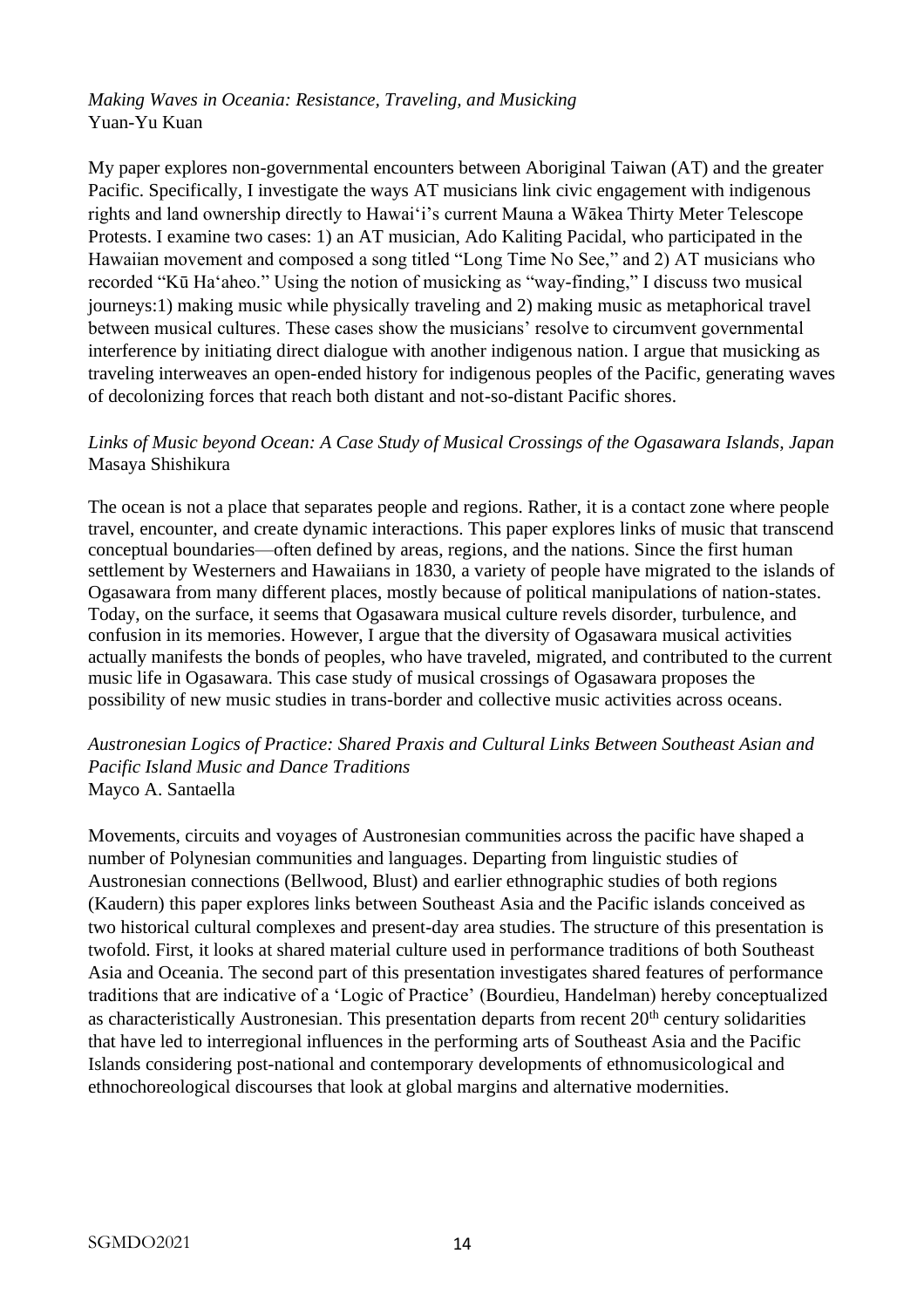*Making Waves in Oceania: Resistance, Traveling, and Musicking*
Yuan-Yu Kuan

My paper explores non-governmental encounters between Aboriginal Taiwan (AT) and the greater Pacific. Specifically, I investigate the ways AT musicians link civic engagement with indigenous rights and land ownership directly to Hawai'i's current Mauna a Wākea Thirty Meter Telescope Protests. I examine two cases: 1) an AT musician, Ado Kaliting Pacidal, who participated in the Hawaiian movement and composed a song titled "Long Time No See," and 2) AT musicians who recorded "Kū Ha'aheo." Using the notion of musicking as "way-finding," I discuss two musical journeys:1) making music while physically traveling and 2) making music as metaphorical travel between musical cultures. These cases show the musicians' resolve to circumvent governmental interference by initiating direct dialogue with another indigenous nation. I argue that musicking as traveling interweaves an open-ended history for indigenous peoples of the Pacific, generating waves of decolonizing forces that reach both distant and not-so-distant Pacific shores.

*Links of Music beyond Ocean: A Case Study of Musical Crossings of the Ogasawara Islands, Japan*
Masaya Shishikura

The ocean is not a place that separates people and regions. Rather, it is a contact zone where people travel, encounter, and create dynamic interactions. This paper explores links of music that transcend conceptual boundaries—often defined by areas, regions, and the nations. Since the first human settlement by Westerners and Hawaiians in 1830, a variety of people have migrated to the islands of Ogasawara from many different places, mostly because of political manipulations of nation-states. Today, on the surface, it seems that Ogasawara musical culture revels disorder, turbulence, and confusion in its memories. However, I argue that the diversity of Ogasawara musical activities actually manifests the bonds of peoples, who have traveled, migrated, and contributed to the current music life in Ogasawara. This case study of musical crossings of Ogasawara proposes the possibility of new music studies in trans-border and collective music activities across oceans.

*Austronesian Logics of Practice: Shared Praxis and Cultural Links Between Southeast Asian and Pacific Island Music and Dance Traditions*
Mayco A. Santaella

Movements, circuits and voyages of Austronesian communities across the pacific have shaped a number of Polynesian communities and languages. Departing from linguistic studies of Austronesian connections (Bellwood, Blust) and earlier ethnographic studies of both regions (Kaudern) this paper explores links between Southeast Asia and the Pacific islands conceived as two historical cultural complexes and present-day area studies. The structure of this presentation is twofold. First, it looks at shared material culture used in performance traditions of both Southeast Asia and Oceania. The second part of this presentation investigates shared features of performance traditions that are indicative of a 'Logic of Practice' (Bourdieu, Handelman) hereby conceptualized as characteristically Austronesian. This presentation departs from recent 20th century solidarities that have led to interregional influences in the performing arts of Southeast Asia and the Pacific Islands considering post-national and contemporary developments of ethnomusicological and ethnochoreological discourses that look at global margins and alternative modernities.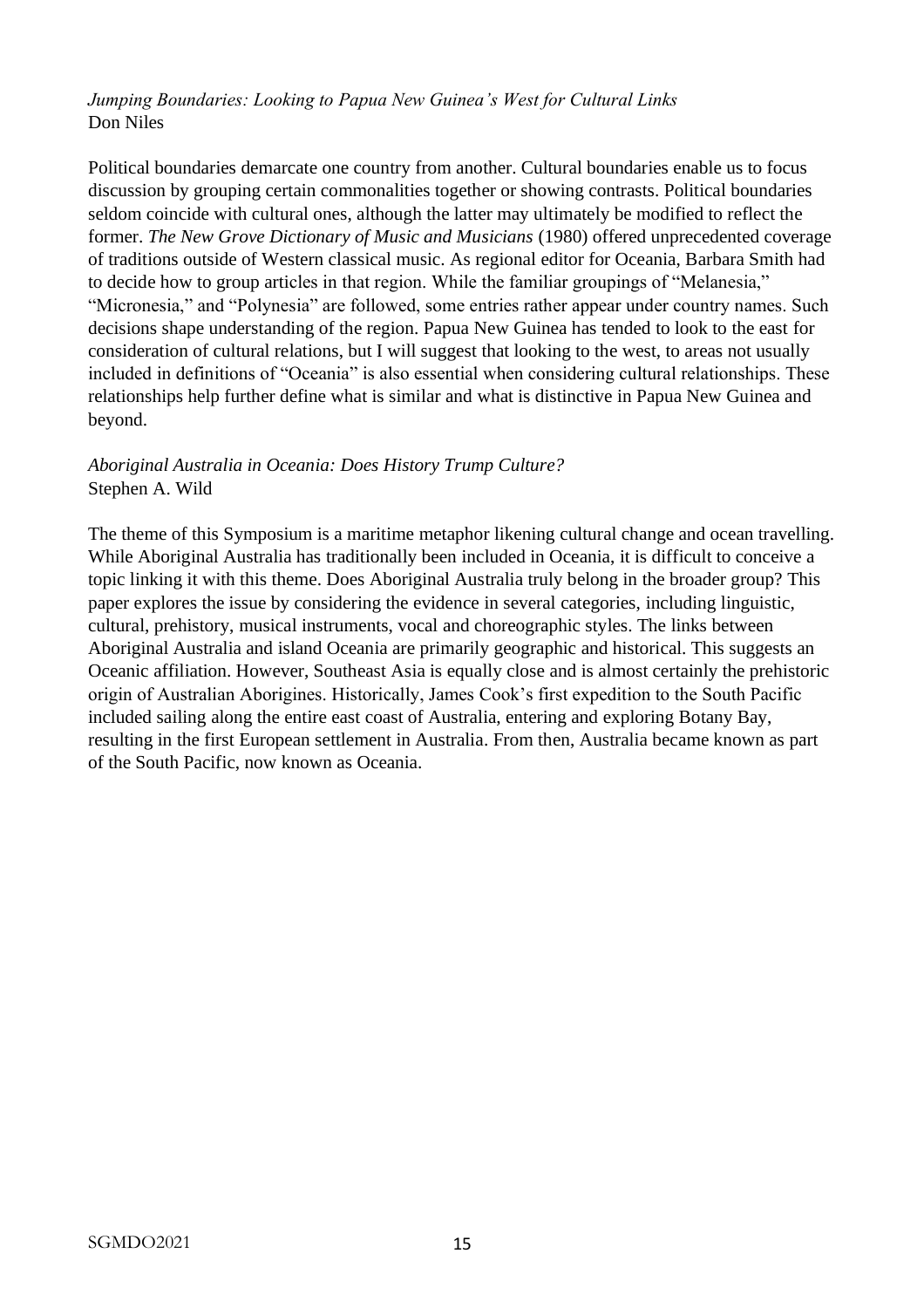*Jumping Boundaries: Looking to Papua New Guinea's West for Cultural Links*
Don Niles

Political boundaries demarcate one country from another. Cultural boundaries enable us to focus discussion by grouping certain commonalities together or showing contrasts. Political boundaries seldom coincide with cultural ones, although the latter may ultimately be modified to reflect the former. *The New Grove Dictionary of Music and Musicians* (1980) offered unprecedented coverage of traditions outside of Western classical music. As regional editor for Oceania, Barbara Smith had to decide how to group articles in that region. While the familiar groupings of "Melanesia," "Micronesia," and "Polynesia" are followed, some entries rather appear under country names. Such decisions shape understanding of the region. Papua New Guinea has tended to look to the east for consideration of cultural relations, but I will suggest that looking to the west, to areas not usually included in definitions of "Oceania" is also essential when considering cultural relationships. These relationships help further define what is similar and what is distinctive in Papua New Guinea and beyond.

*Aboriginal Australia in Oceania: Does History Trump Culture?*
Stephen A. Wild

The theme of this Symposium is a maritime metaphor likening cultural change and ocean travelling. While Aboriginal Australia has traditionally been included in Oceania, it is difficult to conceive a topic linking it with this theme. Does Aboriginal Australia truly belong in the broader group? This paper explores the issue by considering the evidence in several categories, including linguistic, cultural, prehistory, musical instruments, vocal and choreographic styles. The links between Aboriginal Australia and island Oceania are primarily geographic and historical. This suggests an Oceanic affiliation. However, Southeast Asia is equally close and is almost certainly the prehistoric origin of Australian Aborigines. Historically, James Cook's first expedition to the South Pacific included sailing along the entire east coast of Australia, entering and exploring Botany Bay, resulting in the first European settlement in Australia. From then, Australia became known as part of the South Pacific, now known as Oceania.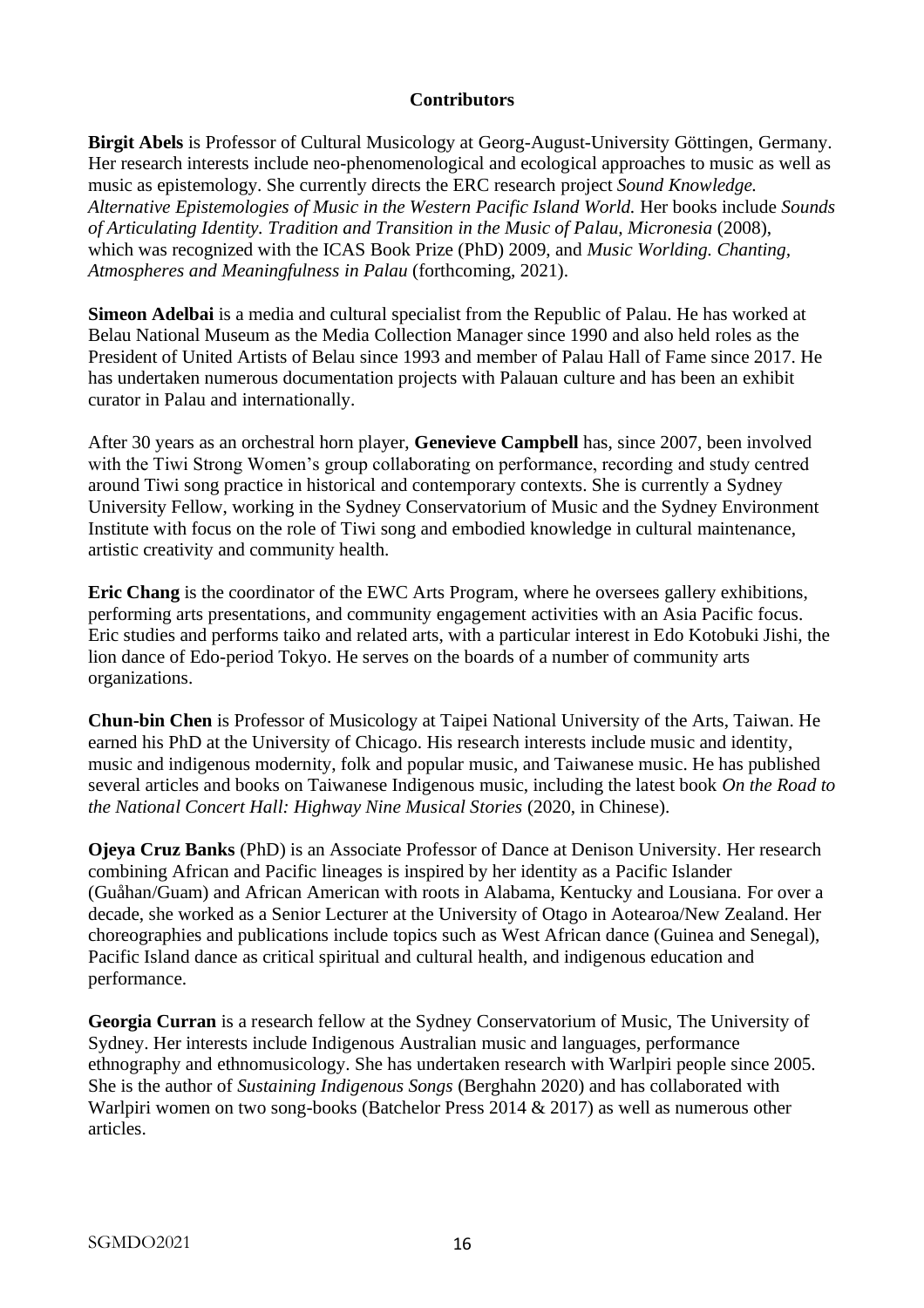# Contributors

**Birgit Abels** is Professor of Cultural Musicology at Georg-August-University Göttingen, Germany. Her research interests include neo-phenomenological and ecological approaches to music as well as music as epistemology. She currently directs the ERC research project *Sound Knowledge. Alternative Epistemologies of Music in the Western Pacific Island World.* Her books include *Sounds of Articulating Identity. Tradition and Transition in the Music of Palau, Micronesia* (2008), which was recognized with the ICAS Book Prize (PhD) 2009, and *Music Worlding. Chanting, Atmospheres and Meaningfulness in Palau* (forthcoming, 2021).

**Simeon Adelbai** is a media and cultural specialist from the Republic of Palau. He has worked at Belau National Museum as the Media Collection Manager since 1990 and also held roles as the President of United Artists of Belau since 1993 and member of Palau Hall of Fame since 2017. He has undertaken numerous documentation projects with Palauan culture and has been an exhibit curator in Palau and internationally.

After 30 years as an orchestral horn player, **Genevieve Campbell** has, since 2007, been involved with the Tiwi Strong Women's group collaborating on performance, recording and study centred around Tiwi song practice in historical and contemporary contexts. She is currently a Sydney University Fellow, working in the Sydney Conservatorium of Music and the Sydney Environment Institute with focus on the role of Tiwi song and embodied knowledge in cultural maintenance, artistic creativity and community health.

**Eric Chang** is the coordinator of the EWC Arts Program, where he oversees gallery exhibitions, performing arts presentations, and community engagement activities with an Asia Pacific focus. Eric studies and performs taiko and related arts, with a particular interest in Edo Kotobuki Jishi, the lion dance of Edo-period Tokyo. He serves on the boards of a number of community arts organizations.

**Chun-bin Chen** is Professor of Musicology at Taipei National University of the Arts, Taiwan. He earned his PhD at the University of Chicago. His research interests include music and identity, music and indigenous modernity, folk and popular music, and Taiwanese music. He has published several articles and books on Taiwanese Indigenous music, including the latest book *On the Road to the National Concert Hall: Highway Nine Musical Stories* (2020, in Chinese).

**Ojeya Cruz Banks** (PhD) is an Associate Professor of Dance at Denison University. Her research combining African and Pacific lineages is inspired by her identity as a Pacific Islander (Guåhan/Guam) and African American with roots in Alabama, Kentucky and Lousiana. For over a decade, she worked as a Senior Lecturer at the University of Otago in Aotearoa/New Zealand. Her choreographies and publications include topics such as West African dance (Guinea and Senegal), Pacific Island dance as critical spiritual and cultural health, and indigenous education and performance.

**Georgia Curran** is a research fellow at the Sydney Conservatorium of Music, The University of Sydney. Her interests include Indigenous Australian music and languages, performance ethnography and ethnomusicology. She has undertaken research with Warlpiri people since 2005. She is the author of *Sustaining Indigenous Songs* (Berghahn 2020) and has collaborated with Warlpiri women on two song-books (Batchelor Press 2014 & 2017) as well as numerous other articles.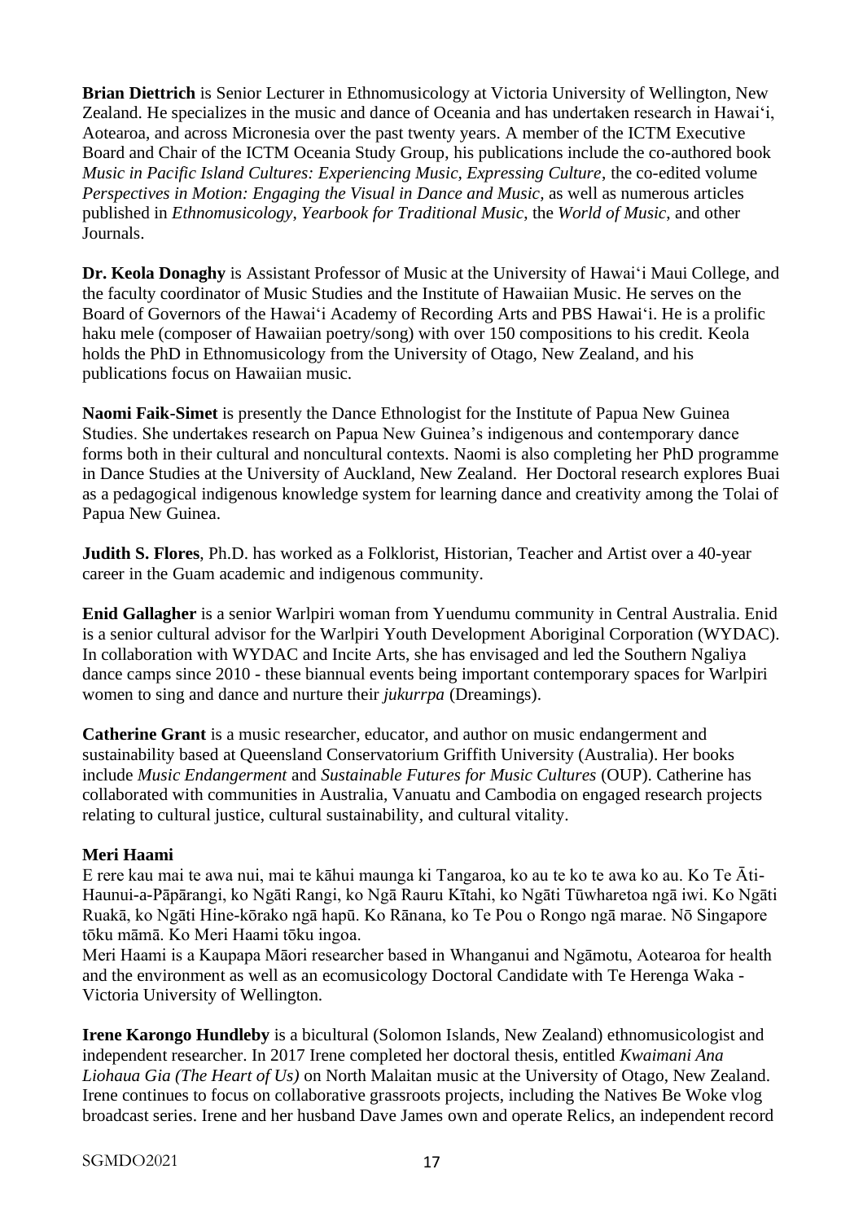**Brian Diettrich** is Senior Lecturer in Ethnomusicology at Victoria University of Wellington, New Zealand. He specializes in the music and dance of Oceania and has undertaken research in Hawaiʻi, Aotearoa, and across Micronesia over the past twenty years. A member of the ICTM Executive Board and Chair of the ICTM Oceania Study Group, his publications include the co-authored book *Music in Pacific Island Cultures: Experiencing Music, Expressing Culture*, the co-edited volume *Perspectives in Motion: Engaging the Visual in Dance and Music,* as well as numerous articles published in *Ethnomusicology*, *Yearbook for Traditional Music*, the *World of Music*, and other Journals.

**Dr. Keola Donaghy** is Assistant Professor of Music at the University of Hawaiʻi Maui College, and the faculty coordinator of Music Studies and the Institute of Hawaiian Music. He serves on the Board of Governors of the Hawaiʻi Academy of Recording Arts and PBS Hawaiʻi. He is a prolific haku mele (composer of Hawaiian poetry/song) with over 150 compositions to his credit. Keola holds the PhD in Ethnomusicology from the University of Otago, New Zealand, and his publications focus on Hawaiian music.

**Naomi Faik-Simet** is presently the Dance Ethnologist for the Institute of Papua New Guinea Studies. She undertakes research on Papua New Guinea's indigenous and contemporary dance forms both in their cultural and noncultural contexts. Naomi is also completing her PhD programme in Dance Studies at the University of Auckland, New Zealand. Her Doctoral research explores Buai as a pedagogical indigenous knowledge system for learning dance and creativity among the Tolai of Papua New Guinea.

**Judith S. Flores**, Ph.D. has worked as a Folklorist, Historian, Teacher and Artist over a 40-year career in the Guam academic and indigenous community.

**Enid Gallagher** is a senior Warlpiri woman from Yuendumu community in Central Australia. Enid is a senior cultural advisor for the Warlpiri Youth Development Aboriginal Corporation (WYDAC). In collaboration with WYDAC and Incite Arts, she has envisaged and led the Southern Ngaliya dance camps since 2010 - these biannual events being important contemporary spaces for Warlpiri women to sing and dance and nurture their *jukurrpa* (Dreamings).

**Catherine Grant** is a music researcher, educator, and author on music endangerment and sustainability based at Queensland Conservatorium Griffith University (Australia). Her books include *Music Endangerment* and *Sustainable Futures for Music Cultures* (OUP). Catherine has collaborated with communities in Australia, Vanuatu and Cambodia on engaged research projects relating to cultural justice, cultural sustainability, and cultural vitality.

**Meri Haami**

E rere kau mai te awa nui, mai te kāhui maunga ki Tangaroa, ko au te ko te awa ko au. Ko Te Āti-Haunui-a-Pāpārangi, ko Ngāti Rangi, ko Ngā Rauru Kītahi, ko Ngāti Tūwharetoa ngā iwi. Ko Ngāti Ruakā, ko Ngāti Hine-kōrako ngā hapū. Ko Rānana, ko Te Pou o Rongo ngā marae. Nō Singapore tōku māmā. Ko Meri Haami tōku ingoa.

Meri Haami is a Kaupapa Māori researcher based in Whanganui and Ngāmotu, Aotearoa for health and the environment as well as an ecomusicology Doctoral Candidate with Te Herenga Waka - Victoria University of Wellington.

**Irene Karongo Hundleby** is a bicultural (Solomon Islands, New Zealand) ethnomusicologist and independent researcher. In 2017 Irene completed her doctoral thesis, entitled *Kwaimani Ana Liohaua Gia (The Heart of Us)* on North Malaitan music at the University of Otago, New Zealand. Irene continues to focus on collaborative grassroots projects, including the Natives Be Woke vlog broadcast series. Irene and her husband Dave James own and operate Relics, an independent record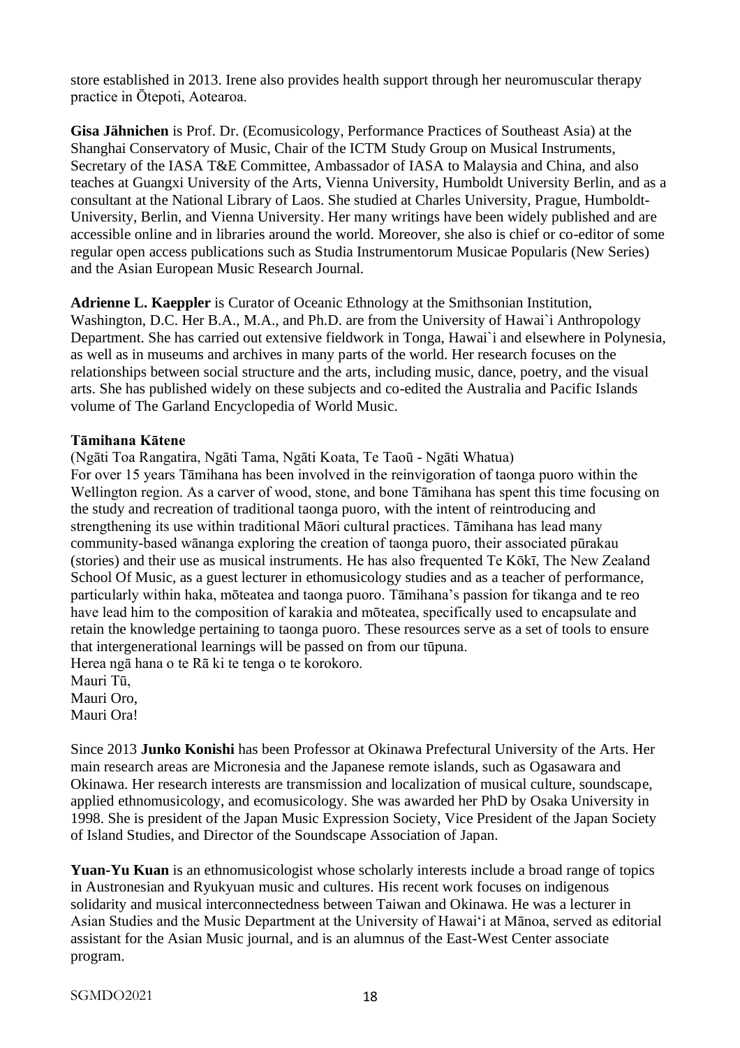store established in 2013. Irene also provides health support through her neuromuscular therapy practice in Ōtepoti, Aotearoa.

**Gisa Jähnichen** is Prof. Dr. (Ecomusicology, Performance Practices of Southeast Asia) at the Shanghai Conservatory of Music, Chair of the ICTM Study Group on Musical Instruments, Secretary of the IASA T&E Committee, Ambassador of IASA to Malaysia and China, and also teaches at Guangxi University of the Arts, Vienna University, Humboldt University Berlin, and as a consultant at the National Library of Laos. She studied at Charles University, Prague, Humboldt-University, Berlin, and Vienna University. Her many writings have been widely published and are accessible online and in libraries around the world. Moreover, she also is chief or co-editor of some regular open access publications such as Studia Instrumentorum Musicae Popularis (New Series) and the Asian European Music Research Journal.

**Adrienne L. Kaeppler** is Curator of Oceanic Ethnology at the Smithsonian Institution, Washington, D.C. Her B.A., M.A., and Ph.D. are from the University of Hawai`i Anthropology Department. She has carried out extensive fieldwork in Tonga, Hawai`i and elsewhere in Polynesia, as well as in museums and archives in many parts of the world. Her research focuses on the relationships between social structure and the arts, including music, dance, poetry, and the visual arts. She has published widely on these subjects and co-edited the Australia and Pacific Islands volume of The Garland Encyclopedia of World Music.

**Tāmihana Kātene**

(Ngāti Toa Rangatira, Ngāti Tama, Ngāti Koata, Te Taoū - Ngāti Whatua)

For over 15 years Tāmihana has been involved in the reinvigoration of taonga puoro within the Wellington region. As a carver of wood, stone, and bone Tāmihana has spent this time focusing on the study and recreation of traditional taonga puoro, with the intent of reintroducing and strengthening its use within traditional Māori cultural practices. Tāmihana has lead many community-based wānanga exploring the creation of taonga puoro, their associated pūrakau (stories) and their use as musical instruments. He has also frequented Te Kōkī, The New Zealand School Of Music, as a guest lecturer in ethomusicology studies and as a teacher of performance, particularly within haka, mōteatea and taonga puoro. Tāmihana's passion for tikanga and te reo have lead him to the composition of karakia and mōteatea, specifically used to encapsulate and retain the knowledge pertaining to taonga puoro. These resources serve as a set of tools to ensure that intergenerational learnings will be passed on from our tūpuna.

Herea ngā hana o te Rā ki te tenga o te korokoro.

Mauri Tū,
Mauri Oro,
Mauri Ora!

Since 2013 **Junko Konishi** has been Professor at Okinawa Prefectural University of the Arts. Her main research areas are Micronesia and the Japanese remote islands, such as Ogasawara and Okinawa. Her research interests are transmission and localization of musical culture, soundscape, applied ethnomusicology, and ecomusicology. She was awarded her PhD by Osaka University in 1998. She is president of the Japan Music Expression Society, Vice President of the Japan Society of Island Studies, and Director of the Soundscape Association of Japan.

**Yuan-Yu Kuan** is an ethnomusicologist whose scholarly interests include a broad range of topics in Austronesian and Ryukyuan music and cultures. His recent work focuses on indigenous solidarity and musical interconnectedness between Taiwan and Okinawa. He was a lecturer in Asian Studies and the Music Department at the University of Hawaiʻi at Mānoa, served as editorial assistant for the Asian Music journal, and is an alumnus of the East-West Center associate program.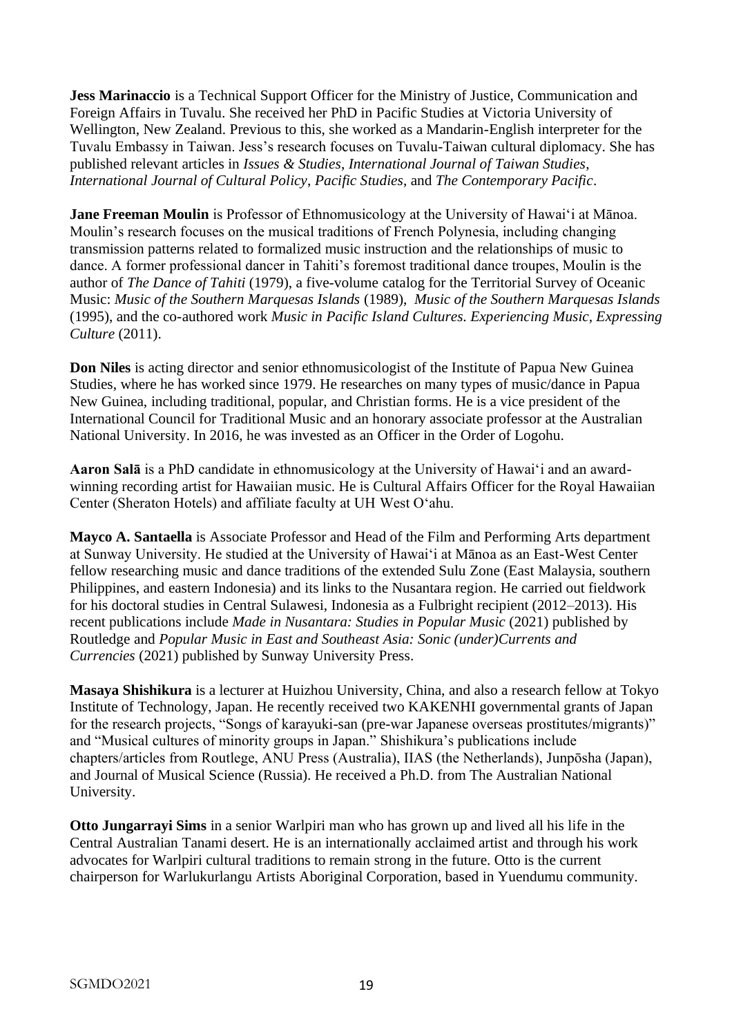**Jess Marinaccio** is a Technical Support Officer for the Ministry of Justice, Communication and Foreign Affairs in Tuvalu. She received her PhD in Pacific Studies at Victoria University of Wellington, New Zealand. Previous to this, she worked as a Mandarin-English interpreter for the Tuvalu Embassy in Taiwan. Jess's research focuses on Tuvalu-Taiwan cultural diplomacy. She has published relevant articles in *Issues & Studies*, *International Journal of Taiwan Studies*, *International Journal of Cultural Policy*, *Pacific Studies*, and *The Contemporary Pacific*.

**Jane Freeman Moulin** is Professor of Ethnomusicology at the University of Hawai'i at Mānoa. Moulin's research focuses on the musical traditions of French Polynesia, including changing transmission patterns related to formalized music instruction and the relationships of music to dance. A former professional dancer in Tahiti's foremost traditional dance troupes, Moulin is the author of *The Dance of Tahiti* (1979), a five-volume catalog for the Territorial Survey of Oceanic Music: *Music of the Southern Marquesas Islands* (1989), *Music of the Southern Marquesas Islands* (1995), and the co-authored work *Music in Pacific Island Cultures. Experiencing Music, Expressing Culture* (2011).

**Don Niles** is acting director and senior ethnomusicologist of the Institute of Papua New Guinea Studies, where he has worked since 1979. He researches on many types of music/dance in Papua New Guinea, including traditional, popular, and Christian forms. He is a vice president of the International Council for Traditional Music and an honorary associate professor at the Australian National University. In 2016, he was invested as an Officer in the Order of Logohu.

**Aaron Salā** is a PhD candidate in ethnomusicology at the University of Hawai'i and an award-winning recording artist for Hawaiian music. He is Cultural Affairs Officer for the Royal Hawaiian Center (Sheraton Hotels) and affiliate faculty at UH West O'ahu.

**Mayco A. Santaella** is Associate Professor and Head of the Film and Performing Arts department at Sunway University. He studied at the University of Hawai'i at Mānoa as an East-West Center fellow researching music and dance traditions of the extended Sulu Zone (East Malaysia, southern Philippines, and eastern Indonesia) and its links to the Nusantara region. He carried out fieldwork for his doctoral studies in Central Sulawesi, Indonesia as a Fulbright recipient (2012–2013). His recent publications include *Made in Nusantara: Studies in Popular Music* (2021) published by Routledge and *Popular Music in East and Southeast Asia: Sonic (under)Currents and Currencies* (2021) published by Sunway University Press.

**Masaya Shishikura** is a lecturer at Huizhou University, China, and also a research fellow at Tokyo Institute of Technology, Japan. He recently received two KAKENHI governmental grants of Japan for the research projects, "Songs of karayuki-san (pre-war Japanese overseas prostitutes/migrants)" and "Musical cultures of minority groups in Japan." Shishikura's publications include chapters/articles from Routlege, ANU Press (Australia), IIAS (the Netherlands), Junpōsha (Japan), and Journal of Musical Science (Russia). He received a Ph.D. from The Australian National University.

**Otto Jungarrayi Sims** in a senior Warlpiri man who has grown up and lived all his life in the Central Australian Tanami desert. He is an internationally acclaimed artist and through his work advocates for Warlpiri cultural traditions to remain strong in the future. Otto is the current chairperson for Warlukurlangu Artists Aboriginal Corporation, based in Yuendumu community.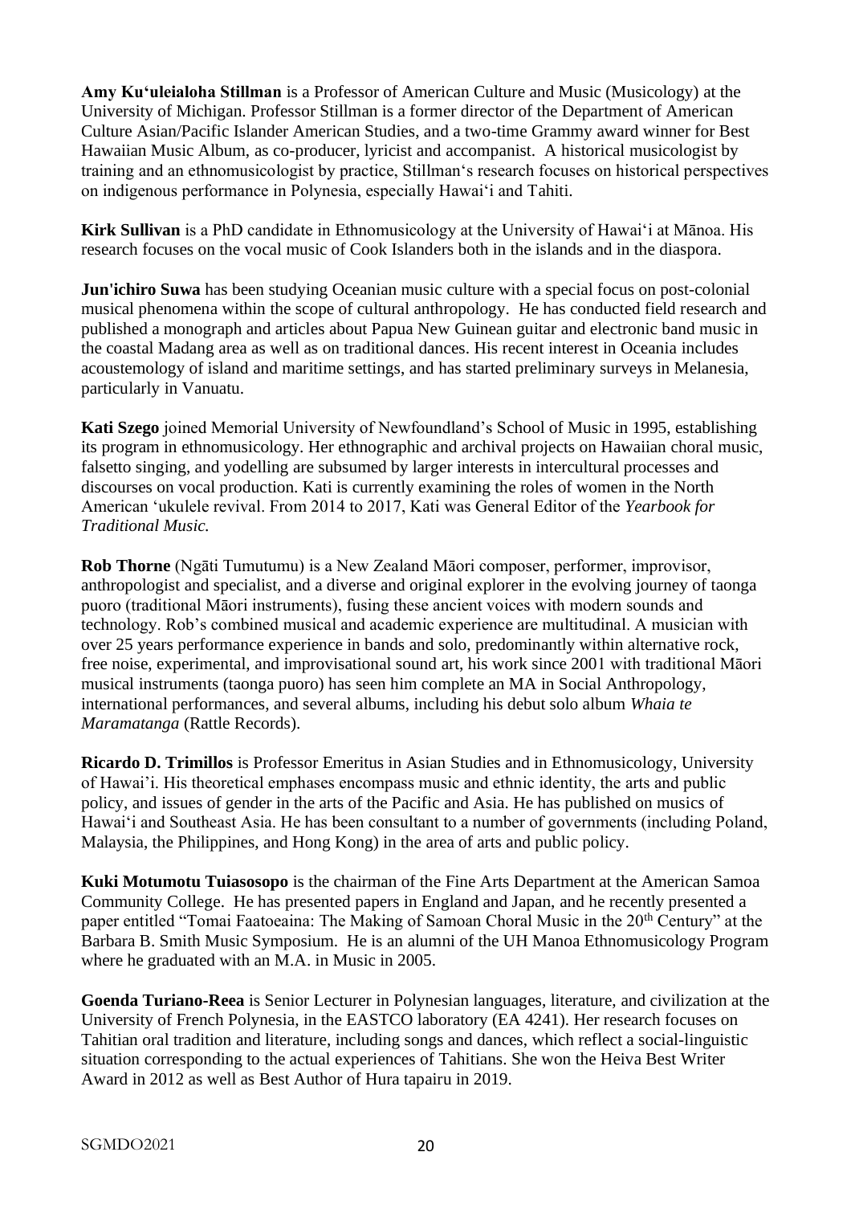**Amy Kuʻuleialoha Stillman** is a Professor of American Culture and Music (Musicology) at the University of Michigan. Professor Stillman is a former director of the Department of American Culture Asian/Pacific Islander American Studies, and a two-time Grammy award winner for Best Hawaiian Music Album, as co-producer, lyricist and accompanist. A historical musicologist by training and an ethnomusicologist by practice, Stillman's research focuses on historical perspectives on indigenous performance in Polynesia, especially Hawaiʻi and Tahiti.

**Kirk Sullivan** is a PhD candidate in Ethnomusicology at the University of Hawaiʻi at Mānoa. His research focuses on the vocal music of Cook Islanders both in the islands and in the diaspora.

**Jun'ichiro Suwa** has been studying Oceanian music culture with a special focus on post-colonial musical phenomena within the scope of cultural anthropology. He has conducted field research and published a monograph and articles about Papua New Guinean guitar and electronic band music in the coastal Madang area as well as on traditional dances. His recent interest in Oceania includes acoustemology of island and maritime settings, and has started preliminary surveys in Melanesia, particularly in Vanuatu.

**Kati Szego** joined Memorial University of Newfoundland's School of Music in 1995, establishing its program in ethnomusicology. Her ethnographic and archival projects on Hawaiian choral music, falsetto singing, and yodelling are subsumed by larger interests in intercultural processes and discourses on vocal production. Kati is currently examining the roles of women in the North American ʻukulele revival. From 2014 to 2017, Kati was General Editor of the *Yearbook for Traditional Music.*

**Rob Thorne** (Ngāti Tumutumu) is a New Zealand Māori composer, performer, improvisor, anthropologist and specialist, and a diverse and original explorer in the evolving journey of taonga puoro (traditional Māori instruments), fusing these ancient voices with modern sounds and technology. Rob's combined musical and academic experience are multitudinal. A musician with over 25 years performance experience in bands and solo, predominantly within alternative rock, free noise, experimental, and improvisational sound art, his work since 2001 with traditional Māori musical instruments (taonga puoro) has seen him complete an MA in Social Anthropology, international performances, and several albums, including his debut solo album *Whaia te Maramatanga* (Rattle Records).

**Ricardo D. Trimillos** is Professor Emeritus in Asian Studies and in Ethnomusicology, University of Hawaiʻi. His theoretical emphases encompass music and ethnic identity, the arts and public policy, and issues of gender in the arts of the Pacific and Asia. He has published on musics of Hawaiʻi and Southeast Asia. He has been consultant to a number of governments (including Poland, Malaysia, the Philippines, and Hong Kong) in the area of arts and public policy.

**Kuki Motumotu Tuiasosopo** is the chairman of the Fine Arts Department at the American Samoa Community College. He has presented papers in England and Japan, and he recently presented a paper entitled "Tomai Faatoeaina: The Making of Samoan Choral Music in the 20th Century" at the Barbara B. Smith Music Symposium. He is an alumni of the UH Manoa Ethnomusicology Program where he graduated with an M.A. in Music in 2005.

**Goenda Turiano-Reea** is Senior Lecturer in Polynesian languages, literature, and civilization at the University of French Polynesia, in the EASTCO laboratory (EA 4241). Her research focuses on Tahitian oral tradition and literature, including songs and dances, which reflect a social-linguistic situation corresponding to the actual experiences of Tahitians. She won the Heiva Best Writer Award in 2012 as well as Best Author of Hura tapairu in 2019.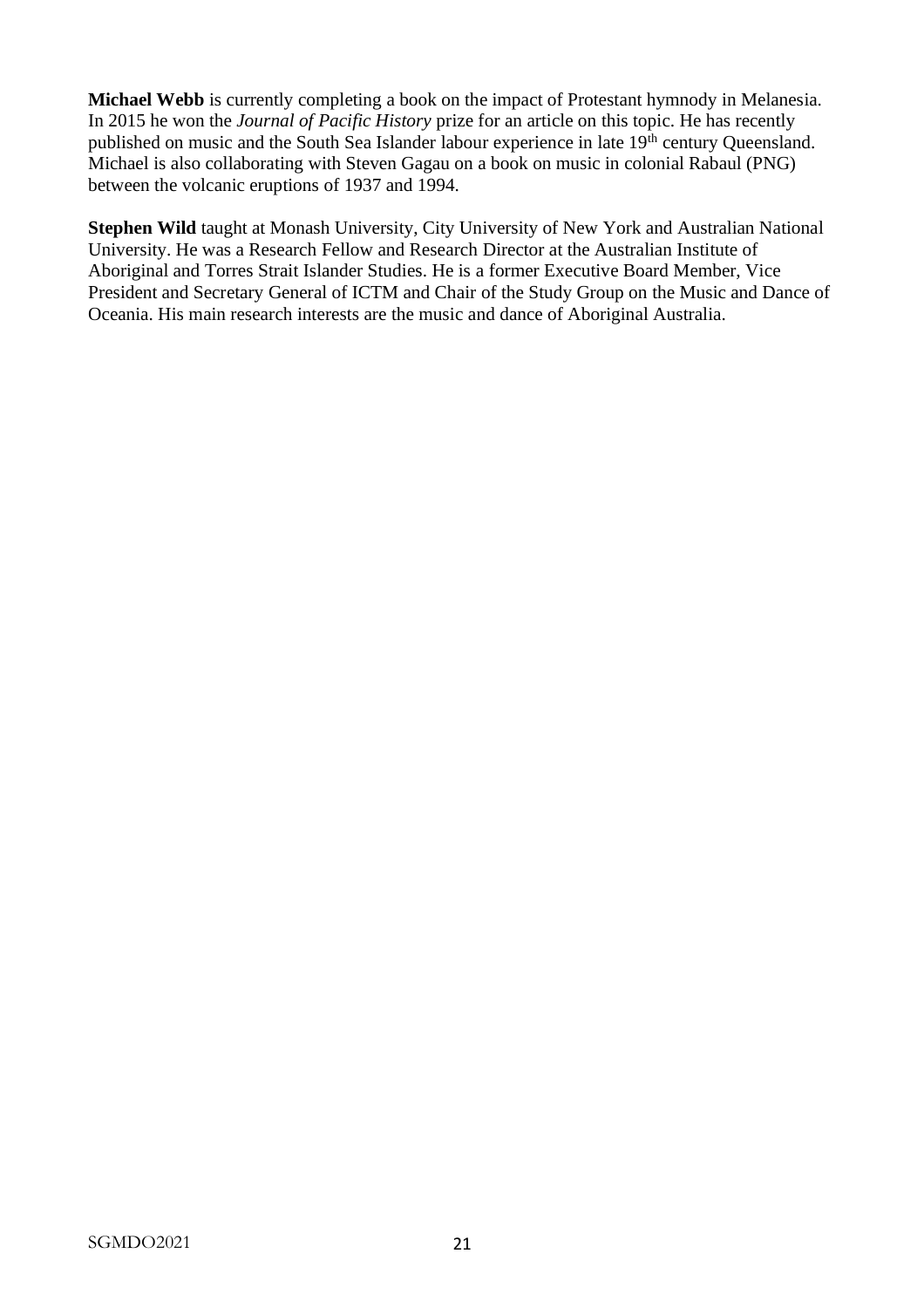**Michael Webb** is currently completing a book on the impact of Protestant hymnody in Melanesia. In 2015 he won the *Journal of Pacific History* prize for an article on this topic. He has recently published on music and the South Sea Islander labour experience in late 19th century Queensland. Michael is also collaborating with Steven Gagau on a book on music in colonial Rabaul (PNG) between the volcanic eruptions of 1937 and 1994.

**Stephen Wild** taught at Monash University, City University of New York and Australian National University. He was a Research Fellow and Research Director at the Australian Institute of Aboriginal and Torres Strait Islander Studies. He is a former Executive Board Member, Vice President and Secretary General of ICTM and Chair of the Study Group on the Music and Dance of Oceania. His main research interests are the music and dance of Aboriginal Australia.